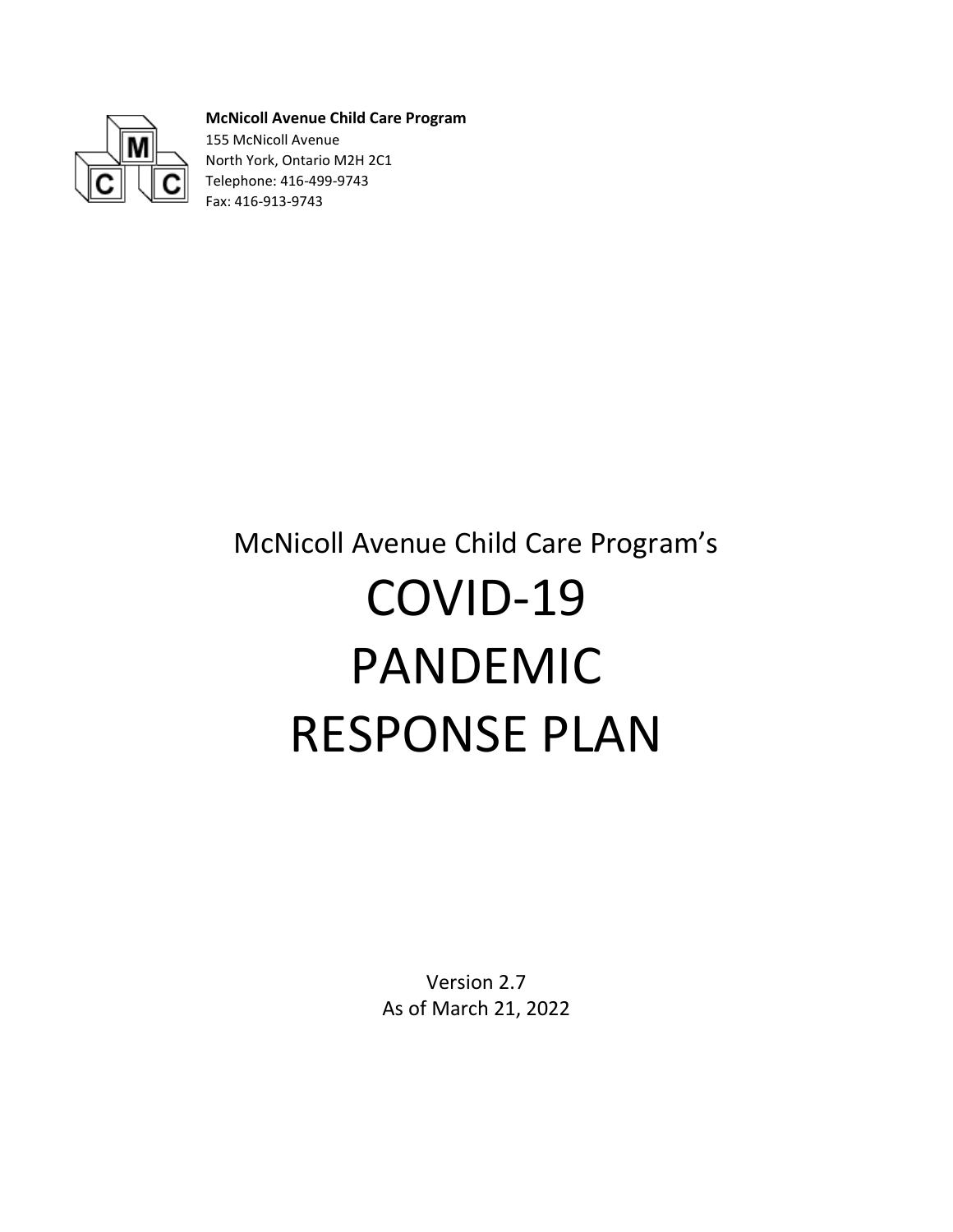**McNicoll Avenue Child Care Program**
155 McNicoll Avenue
North York, Ontario M2H 2C1
Telephone: 416-499-9743
Fax: 416-913-9743

McNicoll Avenue Child Care Program's

# COVID-19 PANDEMIC RESPONSE PLAN

Version 2.7
As of March 21, 2022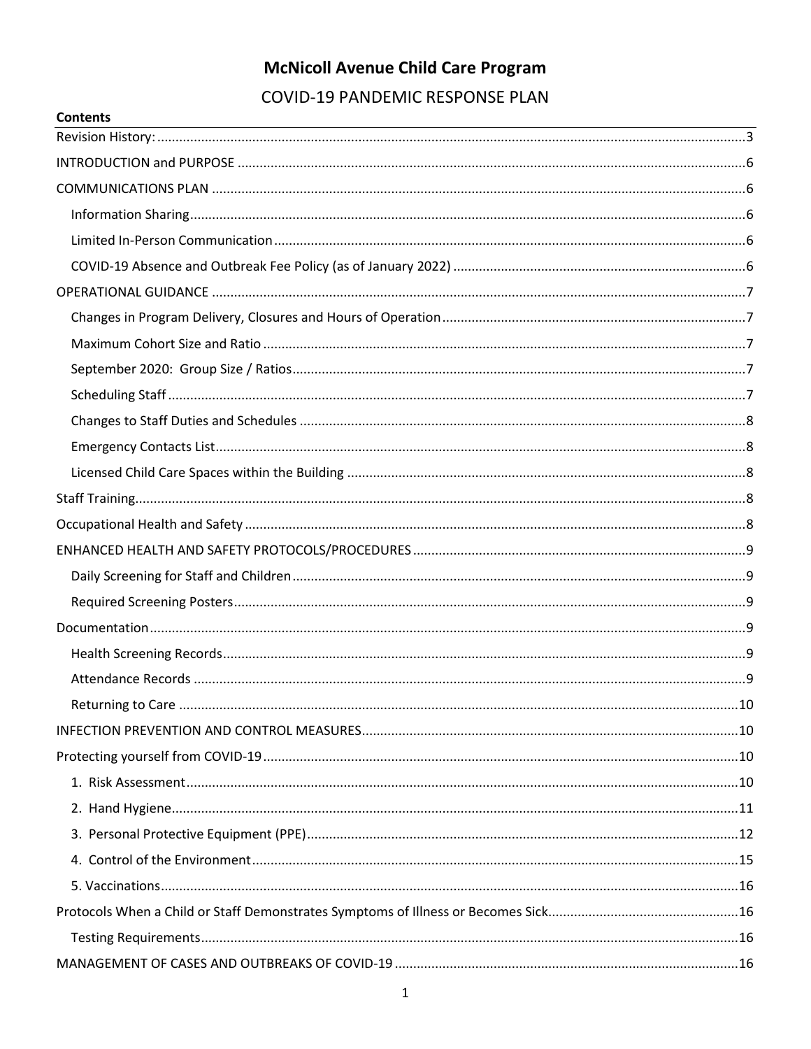# McNicoll Avenue Child Care Program

## COVID-19 PANDEMIC RESPONSE PLAN

**Contents**

- Revision History: 3
- INTRODUCTION and PURPOSE 6
- COMMUNICATIONS PLAN 6
  - Information Sharing 6
  - Limited In-Person Communication 6
  - COVID-19 Absence and Outbreak Fee Policy (as of January 2022) 6
- OPERATIONAL GUIDANCE 7
  - Changes in Program Delivery, Closures and Hours of Operation 7
  - Maximum Cohort Size and Ratio 7
  - September 2020: Group Size / Ratios 7
  - Scheduling Staff 7
  - Changes to Staff Duties and Schedules 8
  - Emergency Contacts List 8
  - Licensed Child Care Spaces within the Building 8
- Staff Training 8
- Occupational Health and Safety 8
- ENHANCED HEALTH AND SAFETY PROTOCOLS/PROCEDURES 9
  - Daily Screening for Staff and Children 9
  - Required Screening Posters 9
- Documentation 9
  - Health Screening Records 9
  - Attendance Records 9
  - Returning to Care 10
- INFECTION PREVENTION AND CONTROL MEASURES 10
- Protecting yourself from COVID-19 10
  - 1. Risk Assessment 10
  - 2. Hand Hygiene 11
  - 3. Personal Protective Equipment (PPE) 12
  - 4. Control of the Environment 15
  - 5. Vaccinations 16
- Protocols When a Child or Staff Demonstrates Symptoms of Illness or Becomes Sick 16
  - Testing Requirements 16
- MANAGEMENT OF CASES AND OUTBREAKS OF COVID-19 16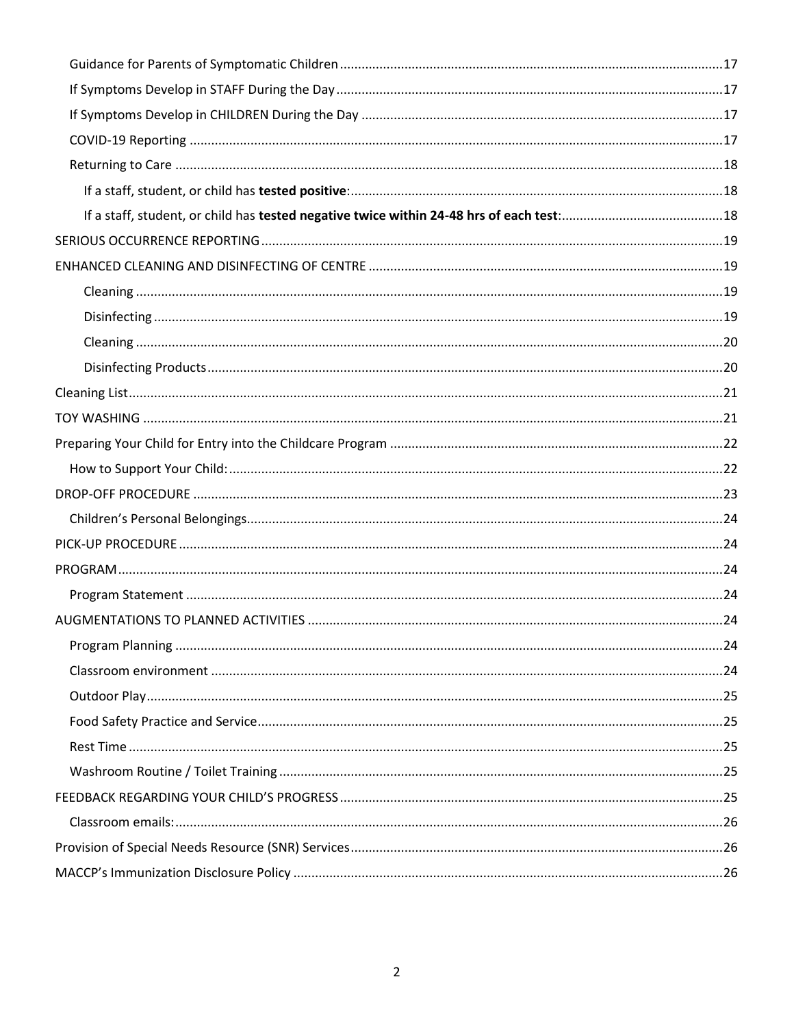- Guidance for Parents of Symptomatic Children .......... 17
- If Symptoms Develop in STAFF During the Day .......... 17
- If Symptoms Develop in CHILDREN During the Day .......... 17
- COVID-19 Reporting .......... 17
- Returning to Care .......... 18
  - If a staff, student, or child has **tested positive**: .......... 18
  - If a staff, student, or child has **tested negative twice within 24-48 hrs of each test**: .......... 18

SERIOUS OCCURRENCE REPORTING .......... 19

ENHANCED CLEANING AND DISINFECTING OF CENTRE .......... 19

- Cleaning .......... 19
- Disinfecting .......... 19
- Cleaning .......... 20
- Disinfecting Products .......... 20

Cleaning List .......... 21

TOY WASHING .......... 21

Preparing Your Child for Entry into the Childcare Program .......... 22

- How to Support Your Child: .......... 22

DROP-OFF PROCEDURE .......... 23

- Children's Personal Belongings .......... 24

PICK-UP PROCEDURE .......... 24

PROGRAM .......... 24

- Program Statement .......... 24

AUGMENTATIONS TO PLANNED ACTIVITIES .......... 24

- Program Planning .......... 24
- Classroom environment .......... 24
- Outdoor Play .......... 25
- Food Safety Practice and Service .......... 25
- Rest Time .......... 25
- Washroom Routine / Toilet Training .......... 25

FEEDBACK REGARDING YOUR CHILD'S PROGRESS .......... 25

- Classroom emails: .......... 26

Provision of Special Needs Resource (SNR) Services .......... 26

MACCP's Immunization Disclosure Policy .......... 26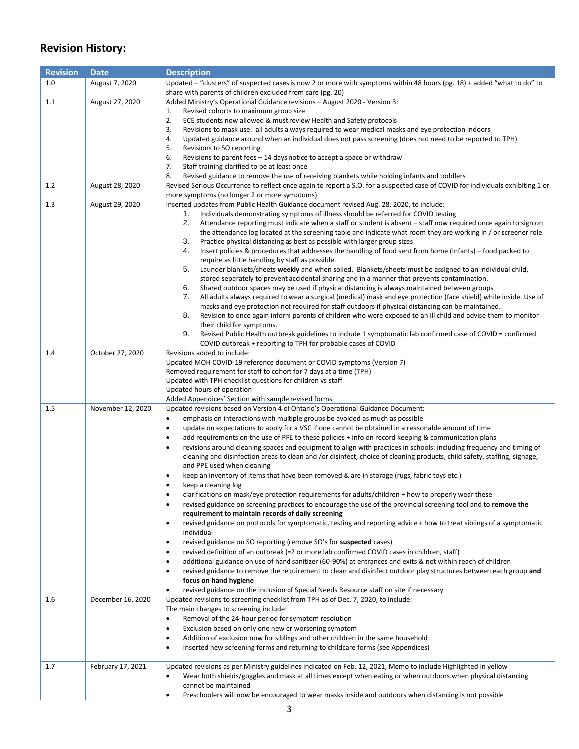## Revision History:

| Revision | Date | Description |
|---|---|---|
| 1.0 | August 7, 2020 | Updated – "clusters" of suspected cases is now 2 or more with symptoms within 48 hours (pg. 18) + added "what to do" to share with parents of children excluded from care (pg. 20) |
| 1.1 | August 27, 2020 | Added Ministry's Operational Guidance revisions – August 2020 - Version 3:<br>1. Revised cohorts to maximum group size<br>2. ECE students now allowed & must review Health and Safety protocols<br>3. Revisions to mask use: all adults always required to wear medical masks and eye protection indoors<br>4. Updated guidance around when an individual does not pass screening (does not need to be reported to TPH)<br>5. Revisions to SO reporting<br>6. Revisions to parent fees – 14 days notice to accept a space or withdraw<br>7. Staff training clarified to be at least once<br>8. Revised guidance to remove the use of receiving blankets while holding infants and toddlers |
| 1.2 | August 28, 2020 | Revised Serious Occurrence to reflect once again to report a S.O. for a suspected case of COVID for individuals exhibiting 1 or more symptoms (no longer 2 or more symptoms) |
| 1.3 | August 29, 2020 | Inserted updates from Public Health Guidance document revised Aug. 28, 2020, to include:<br>1. Individuals demonstrating symptoms of illness should be referred for COVID testing<br>2. Attendance reporting must indicate when a staff or student is absent – staff now required once again to sign on the attendance log located at the screening table and indicate what room they are working in / or screener role<br>3. Practice physical distancing as best as possible with larger group sizes<br>4. Insert policies & procedures that addresses the handling of food sent from home (Infants) – food packed to require as little handling by staff as possible.<br>5. Launder blankets/sheets **weekly** and when soiled. Blankets/sheets must be assigned to an individual child, stored separately to prevent accidental sharing and in a manner that prevents contamination.<br>6. Shared outdoor spaces may be used if physical distancing is always maintained between groups<br>7. All adults always required to wear a surgical (medical) mask and eye protection (face shield) while inside. Use of masks and eye protection not required for staff outdoors if physical distancing can be maintained.<br>8. Revision to once again inform parents of children who were exposed to an ill child and advise them to monitor their child for symptoms.<br>9. Revised Public Health outbreak guidelines to include 1 symptomatic lab confirmed case of COVID = confirmed COVID outbreak + reporting to TPH for probable cases of COVID |
| 1.4 | October 27, 2020 | Revisions added to include:<br>Updated MOH COVID-19 reference document or COVID symptoms (Version 7)<br>Removed requirement for staff to cohort for 7 days at a time (TPH)<br>Updated with TPH checklist questions for children vs staff<br>Updated hours of operation<br>Added Appendices' Section with sample revised forms |
| 1.5 | November 12, 2020 | Updated revisions based on Version 4 of Ontario's Operational Guidance Document:<br>• emphasis on interactions with multiple groups be avoided as much as possible<br>• update on expectations to apply for a VSC if one cannot be obtained in a reasonable amount of time<br>• add requirements on the use of PPE to these policies + info on record keeping & communication plans<br>• revisions around cleaning spaces and equipment to align with practices in schools: including frequency and timing of cleaning and disinfection areas to clean and /or disinfect, choice of cleaning products, child safety, staffing, signage, and PPE used when cleaning<br>• keep an inventory of items that have been removed & are in storage (rugs, fabric toys etc.)<br>• keep a cleaning log<br>• clarifications on mask/eye protection requirements for adults/children + how to properly wear these<br>• revised guidance on screening practices to encourage the use of the provincial screening tool and to **remove the requirement to maintain records of daily screening**<br>• revised guidance on protocols for symptomatic, testing and reporting advice + how to treat siblings of a symptomatic individual<br>• revised guidance on SO reporting (remove SO's for **suspected** cases)<br>• revised definition of an outbreak (=2 or more lab confirmed COVID cases in children, staff)<br>• additional guidance on use of hand sanitizer (60-90%) at entrances and exits & not within reach of children<br>• revised guidance to remove the requirement to clean and disinfect outdoor play structures between each group **and focus on hand hygiene**<br>• revised guidance on the inclusion of Special Needs Resource staff on site if necessary |
| 1.6 | December 16, 2020 | Updated revisions to screening checklist from TPH as of Dec. 7, 2020, to include:<br>The main changes to screening include:<br>• Removal of the 24-hour period for symptom resolution<br>• Exclusion based on only one new or worsening symptom<br>• Addition of exclusion now for siblings and other children in the same household<br>• Inserted new screening forms and returning to childcare forms (see Appendices) |
| 1.7 | February 17, 2021 | Updated revisions as per Ministry guidelines indicated on Feb. 12, 2021, Memo to include Highlighted in yellow<br>• Wear both shields/goggles and mask at all times except when eating or when outdoors when physical distancing cannot be maintained<br>• Preschoolers will now be encouraged to wear masks inside and outdoors when distancing is not possible |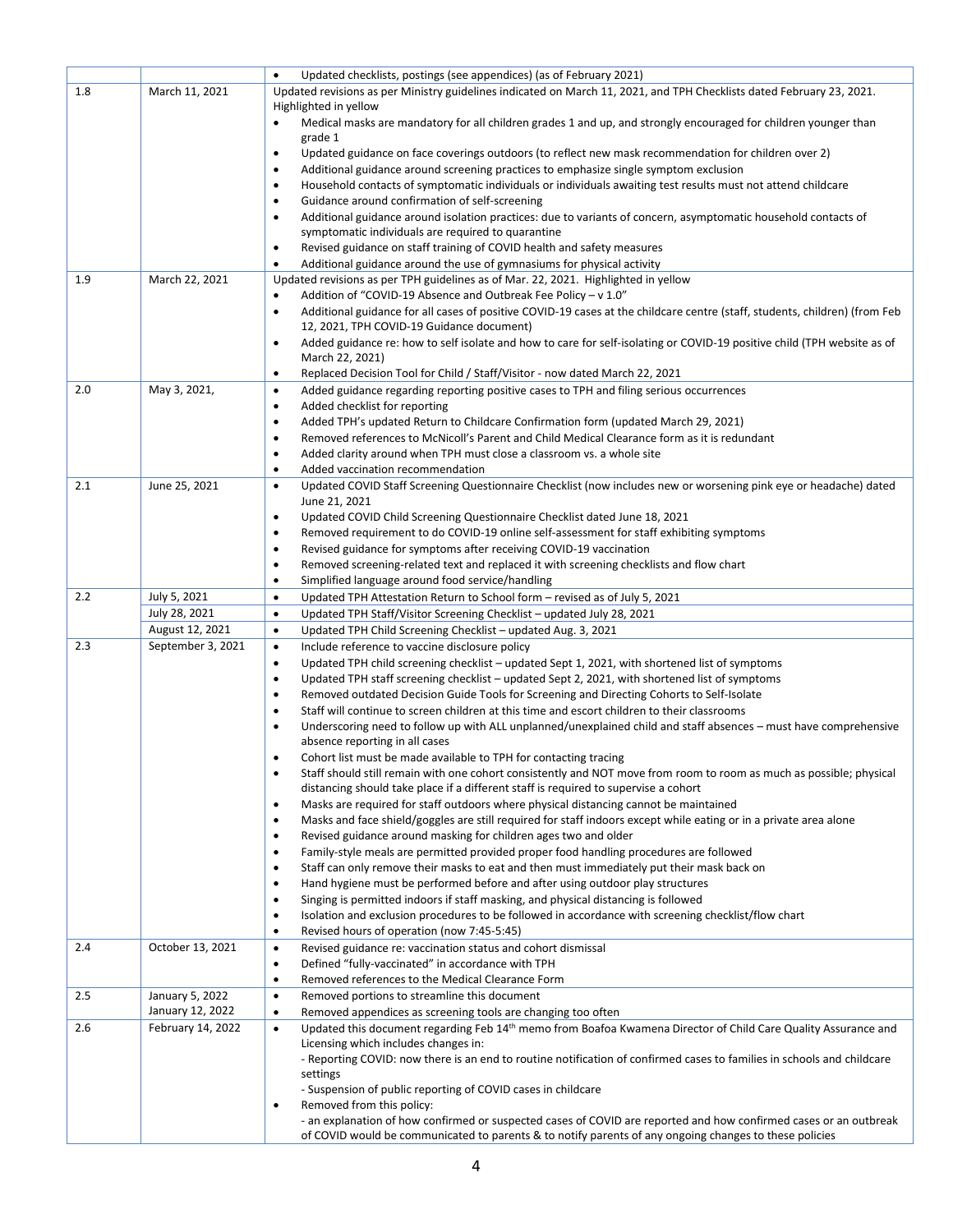| | | |
|---|---|---|
| | | • Updated checklists, postings (see appendices) (as of February 2021) |
| 1.8 | March 11, 2021 | Updated revisions as per Ministry guidelines indicated on March 11, 2021, and TPH Checklists dated February 23, 2021. Highlighted in yellow<br>• Medical masks are mandatory for all children grades 1 and up, and strongly encouraged for children younger than grade 1<br>• Updated guidance on face coverings outdoors (to reflect new mask recommendation for children over 2)<br>• Additional guidance around screening practices to emphasize single symptom exclusion<br>• Household contacts of symptomatic individuals or individuals awaiting test results must not attend childcare<br>• Guidance around confirmation of self-screening<br>• Additional guidance around isolation practices: due to variants of concern, asymptomatic household contacts of symptomatic individuals are required to quarantine<br>• Revised guidance on staff training of COVID health and safety measures<br>• Additional guidance around the use of gymnasiums for physical activity |
| 1.9 | March 22, 2021 | Updated revisions as per TPH guidelines as of Mar. 22, 2021. Highlighted in yellow<br>• Addition of "COVID-19 Absence and Outbreak Fee Policy – v 1.0"<br>• Additional guidance for all cases of positive COVID-19 cases at the childcare centre (staff, students, children) (from Feb 12, 2021, TPH COVID-19 Guidance document)<br>• Added guidance re: how to self isolate and how to care for self-isolating or COVID-19 positive child (TPH website as of March 22, 2021)<br>• Replaced Decision Tool for Child / Staff/Visitor - now dated March 22, 2021 |
| 2.0 | May 3, 2021, | • Added guidance regarding reporting positive cases to TPH and filing serious occurrences<br>• Added checklist for reporting<br>• Added TPH's updated Return to Childcare Confirmation form (updated March 29, 2021)<br>• Removed references to McNicoll's Parent and Child Medical Clearance form as it is redundant<br>• Added clarity around when TPH must close a classroom vs. a whole site<br>• Added vaccination recommendation |
| 2.1 | June 25, 2021 | • Updated COVID Staff Screening Questionnaire Checklist (now includes new or worsening pink eye or headache) dated June 21, 2021<br>• Updated COVID Child Screening Questionnaire Checklist dated June 18, 2021<br>• Removed requirement to do COVID-19 online self-assessment for staff exhibiting symptoms<br>• Revised guidance for symptoms after receiving COVID-19 vaccination<br>• Removed screening-related text and replaced it with screening checklists and flow chart<br>• Simplified language around food service/handling |
| 2.2 | July 5, 2021 | • Updated TPH Attestation Return to School form – revised as of July 5, 2021 |
| | July 28, 2021 | • Updated TPH Staff/Visitor Screening Checklist – updated July 28, 2021 |
| | August 12, 2021 | • Updated TPH Child Screening Checklist – updated Aug. 3, 2021 |
| 2.3 | September 3, 2021 | • Include reference to vaccine disclosure policy<br>• Updated TPH child screening checklist – updated Sept 1, 2021, with shortened list of symptoms<br>• Updated TPH staff screening checklist – updated Sept 2, 2021, with shortened list of symptoms<br>• Removed outdated Decision Guide Tools for Screening and Directing Cohorts to Self-Isolate<br>• Staff will continue to screen children at this time and escort children to their classrooms<br>• Underscoring need to follow up with ALL unplanned/unexplained child and staff absences – must have comprehensive absence reporting in all cases<br>• Cohort list must be made available to TPH for contacting tracing<br>• Staff should still remain with one cohort consistently and NOT move from room to room as much as possible; physical distancing should take place if a different staff is required to supervise a cohort<br>• Masks are required for staff outdoors where physical distancing cannot be maintained<br>• Masks and face shield/goggles are still required for staff indoors except while eating or in a private area alone<br>• Revised guidance around masking for children ages two and older<br>• Family-style meals are permitted provided proper food handling procedures are followed<br>• Staff can only remove their masks to eat and then must immediately put their mask back on<br>• Hand hygiene must be performed before and after using outdoor play structures<br>• Singing is permitted indoors if staff masking, and physical distancing is followed<br>• Isolation and exclusion procedures to be followed in accordance with screening checklist/flow chart<br>• Revised hours of operation (now 7:45-5:45) |
| 2.4 | October 13, 2021 | • Revised guidance re: vaccination status and cohort dismissal<br>• Defined "fully-vaccinated" in accordance with TPH<br>• Removed references to the Medical Clearance Form |
| 2.5 | January 5, 2022<br>January 12, 2022 | • Removed portions to streamline this document<br>• Removed appendices as screening tools are changing too often |
| 2.6 | February 14, 2022 | • Updated this document regarding Feb 14th memo from Boafoa Kwamena Director of Child Care Quality Assurance and Licensing which includes changes in:<br>- Reporting COVID: now there is an end to routine notification of confirmed cases to families in schools and childcare settings<br>- Suspension of public reporting of COVID cases in childcare<br>• Removed from this policy:<br>- an explanation of how confirmed or suspected cases of COVID are reported and how confirmed cases or an outbreak of COVID would be communicated to parents & to notify parents of any ongoing changes to these policies |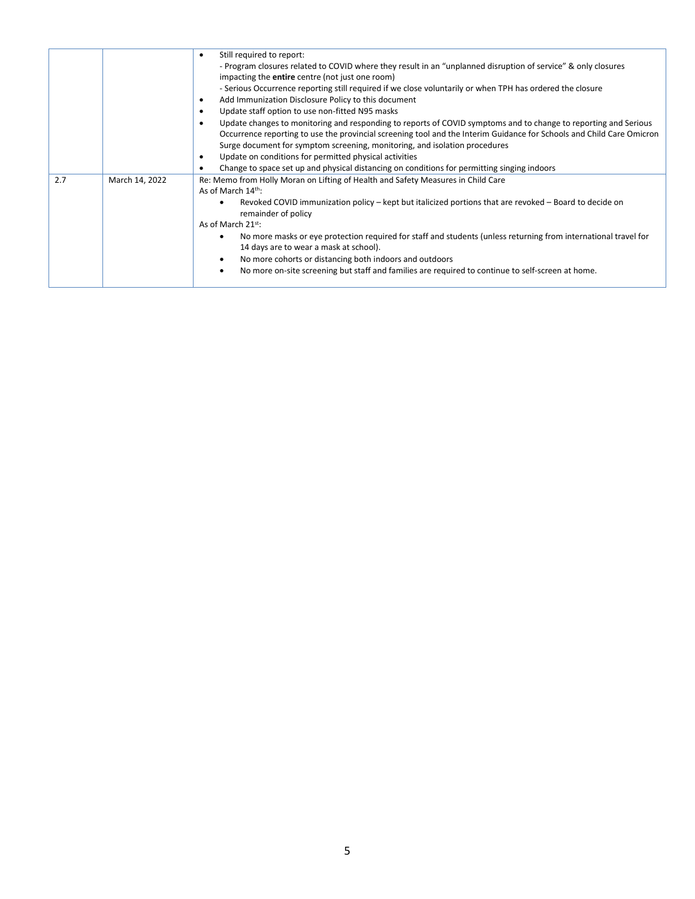| | | |
|---|---|---|
| | | • Still required to report:<br>- Program closures related to COVID where they result in an "unplanned disruption of service" & only closures impacting the **entire** centre (not just one room)<br>- Serious Occurrence reporting still required if we close voluntarily or when TPH has ordered the closure<br>• Add Immunization Disclosure Policy to this document<br>• Update staff option to use non-fitted N95 masks<br>• Update changes to monitoring and responding to reports of COVID symptoms and to change to reporting and Serious Occurrence reporting to use the provincial screening tool and the Interim Guidance for Schools and Child Care Omicron Surge document for symptom screening, monitoring, and isolation procedures<br>• Update on conditions for permitted physical activities<br>• Change to space set up and physical distancing on conditions for permitting singing indoors |
| 2.7 | March 14, 2022 | Re: Memo from Holly Moran on Lifting of Health and Safety Measures in Child Care<br>As of March 14th:<br>• Revoked COVID immunization policy – kept but italicized portions that are revoked – Board to decide on remainder of policy<br>As of March 21st:<br>• No more masks or eye protection required for staff and students (unless returning from international travel for 14 days are to wear a mask at school).<br>• No more cohorts or distancing both indoors and outdoors<br>• No more on-site screening but staff and families are required to continue to self-screen at home. |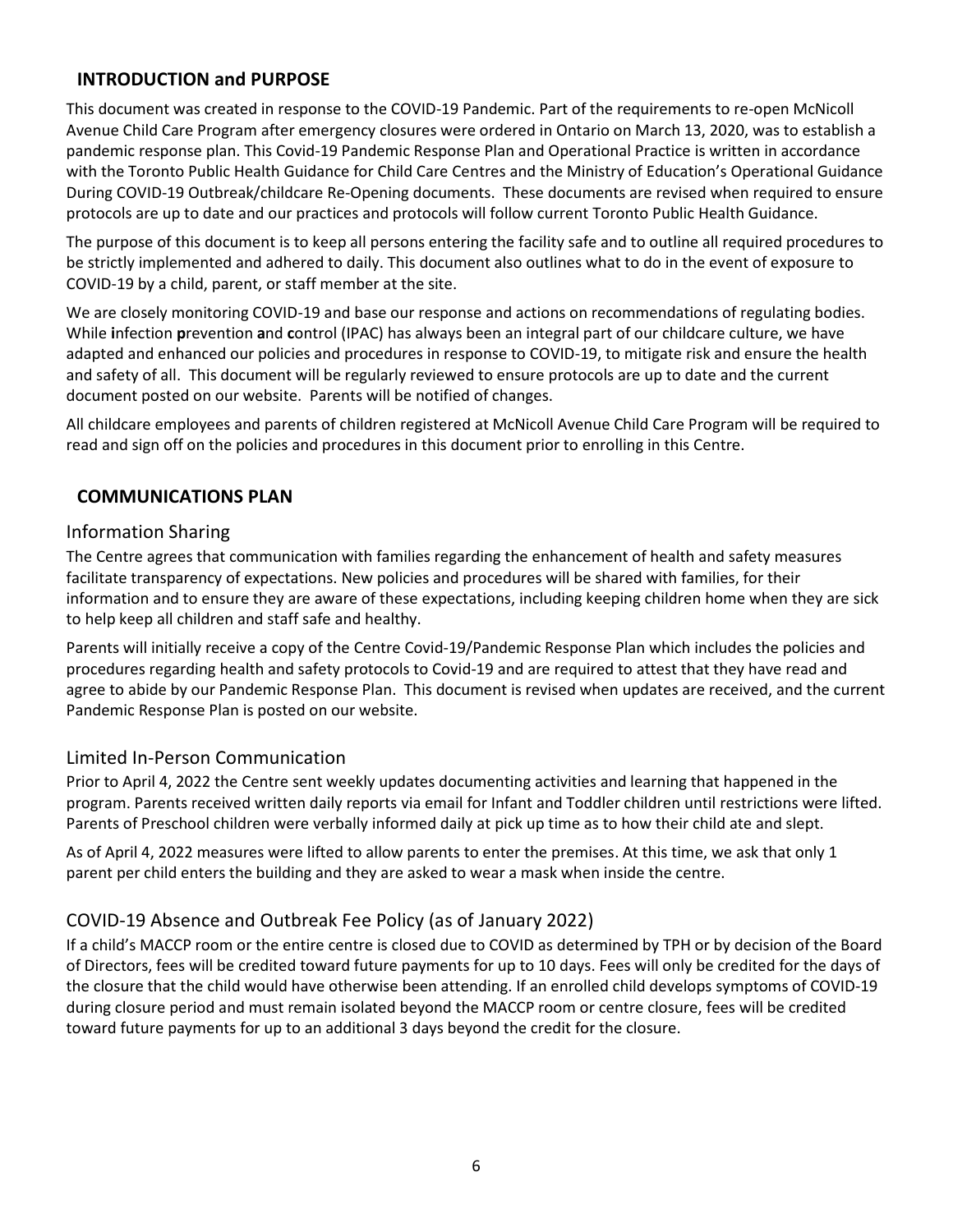## INTRODUCTION and PURPOSE

This document was created in response to the COVID-19 Pandemic. Part of the requirements to re-open McNicoll Avenue Child Care Program after emergency closures were ordered in Ontario on March 13, 2020, was to establish a pandemic response plan. This Covid-19 Pandemic Response Plan and Operational Practice is written in accordance with the Toronto Public Health Guidance for Child Care Centres and the Ministry of Education's Operational Guidance During COVID-19 Outbreak/childcare Re-Opening documents. These documents are revised when required to ensure protocols are up to date and our practices and protocols will follow current Toronto Public Health Guidance.

The purpose of this document is to keep all persons entering the facility safe and to outline all required procedures to be strictly implemented and adhered to daily. This document also outlines what to do in the event of exposure to COVID-19 by a child, parent, or staff member at the site.

We are closely monitoring COVID-19 and base our response and actions on recommendations of regulating bodies. While **i**nfection **p**revention **a**nd **c**ontrol (IPAC) has always been an integral part of our childcare culture, we have adapted and enhanced our policies and procedures in response to COVID-19, to mitigate risk and ensure the health and safety of all. This document will be regularly reviewed to ensure protocols are up to date and the current document posted on our website. Parents will be notified of changes.

All childcare employees and parents of children registered at McNicoll Avenue Child Care Program will be required to read and sign off on the policies and procedures in this document prior to enrolling in this Centre.

## COMMUNICATIONS PLAN

### Information Sharing

The Centre agrees that communication with families regarding the enhancement of health and safety measures facilitate transparency of expectations. New policies and procedures will be shared with families, for their information and to ensure they are aware of these expectations, including keeping children home when they are sick to help keep all children and staff safe and healthy.

Parents will initially receive a copy of the Centre Covid-19/Pandemic Response Plan which includes the policies and procedures regarding health and safety protocols to Covid-19 and are required to attest that they have read and agree to abide by our Pandemic Response Plan. This document is revised when updates are received, and the current Pandemic Response Plan is posted on our website.

### Limited In-Person Communication

Prior to April 4, 2022 the Centre sent weekly updates documenting activities and learning that happened in the program. Parents received written daily reports via email for Infant and Toddler children until restrictions were lifted. Parents of Preschool children were verbally informed daily at pick up time as to how their child ate and slept.

As of April 4, 2022 measures were lifted to allow parents to enter the premises. At this time, we ask that only 1 parent per child enters the building and they are asked to wear a mask when inside the centre.

### COVID-19 Absence and Outbreak Fee Policy (as of January 2022)

If a child's MACCP room or the entire centre is closed due to COVID as determined by TPH or by decision of the Board of Directors, fees will be credited toward future payments for up to 10 days. Fees will only be credited for the days of the closure that the child would have otherwise been attending. If an enrolled child develops symptoms of COVID-19 during closure period and must remain isolated beyond the MACCP room or centre closure, fees will be credited toward future payments for up to an additional 3 days beyond the credit for the closure.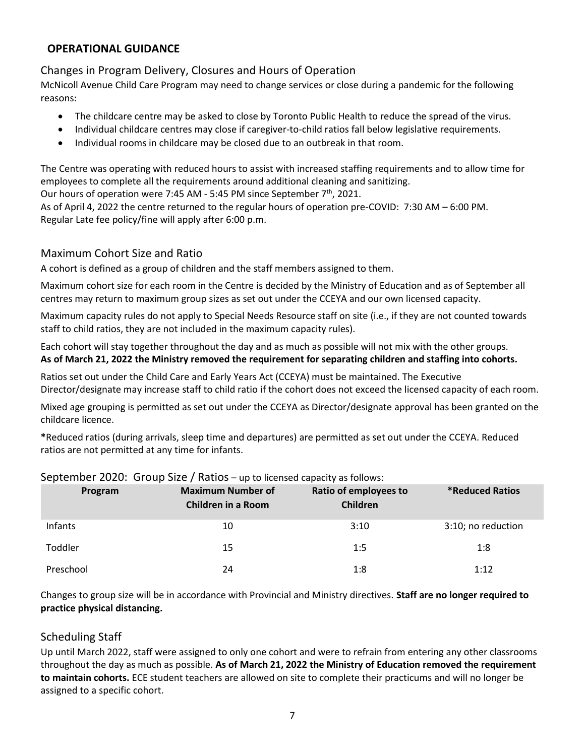## OPERATIONAL GUIDANCE

### Changes in Program Delivery, Closures and Hours of Operation

McNicoll Avenue Child Care Program may need to change services or close during a pandemic for the following reasons:

- The childcare centre may be asked to close by Toronto Public Health to reduce the spread of the virus.
- Individual childcare centres may close if caregiver-to-child ratios fall below legislative requirements.
- Individual rooms in childcare may be closed due to an outbreak in that room.

The Centre was operating with reduced hours to assist with increased staffing requirements and to allow time for employees to complete all the requirements around additional cleaning and sanitizing.
Our hours of operation were 7:45 AM - 5:45 PM since September 7th, 2021.
As of April 4, 2022 the centre returned to the regular hours of operation pre-COVID: 7:30 AM – 6:00 PM.
Regular Late fee policy/fine will apply after 6:00 p.m.

### Maximum Cohort Size and Ratio

A cohort is defined as a group of children and the staff members assigned to them.

Maximum cohort size for each room in the Centre is decided by the Ministry of Education and as of September all centres may return to maximum group sizes as set out under the CCEYA and our own licensed capacity.

Maximum capacity rules do not apply to Special Needs Resource staff on site (i.e., if they are not counted towards staff to child ratios, they are not included in the maximum capacity rules).

Each cohort will stay together throughout the day and as much as possible will not mix with the other groups.
**As of March 21, 2022 the Ministry removed the requirement for separating children and staffing into cohorts.**

Ratios set out under the Child Care and Early Years Act (CCEYA) must be maintained. The Executive Director/designate may increase staff to child ratio if the cohort does not exceed the licensed capacity of each room.

Mixed age grouping is permitted as set out under the CCEYA as Director/designate approval has been granted on the childcare licence.

**\***Reduced ratios (during arrivals, sleep time and departures) are permitted as set out under the CCEYA. Reduced ratios are not permitted at any time for infants.

### September 2020: Group Size / Ratios – up to licensed capacity as follows:

| Program | Maximum Number of Children in a Room | Ratio of employees to Children | *Reduced Ratios |
|---|---|---|---|
| Infants | 10 | 3:10 | 3:10; no reduction |
| Toddler | 15 | 1:5 | 1:8 |
| Preschool | 24 | 1:8 | 1:12 |

Changes to group size will be in accordance with Provincial and Ministry directives. **Staff are no longer required to practice physical distancing.**

### Scheduling Staff

Up until March 2022, staff were assigned to only one cohort and were to refrain from entering any other classrooms throughout the day as much as possible. **As of March 21, 2022 the Ministry of Education removed the requirement to maintain cohorts.** ECE student teachers are allowed on site to complete their practicums and will no longer be assigned to a specific cohort.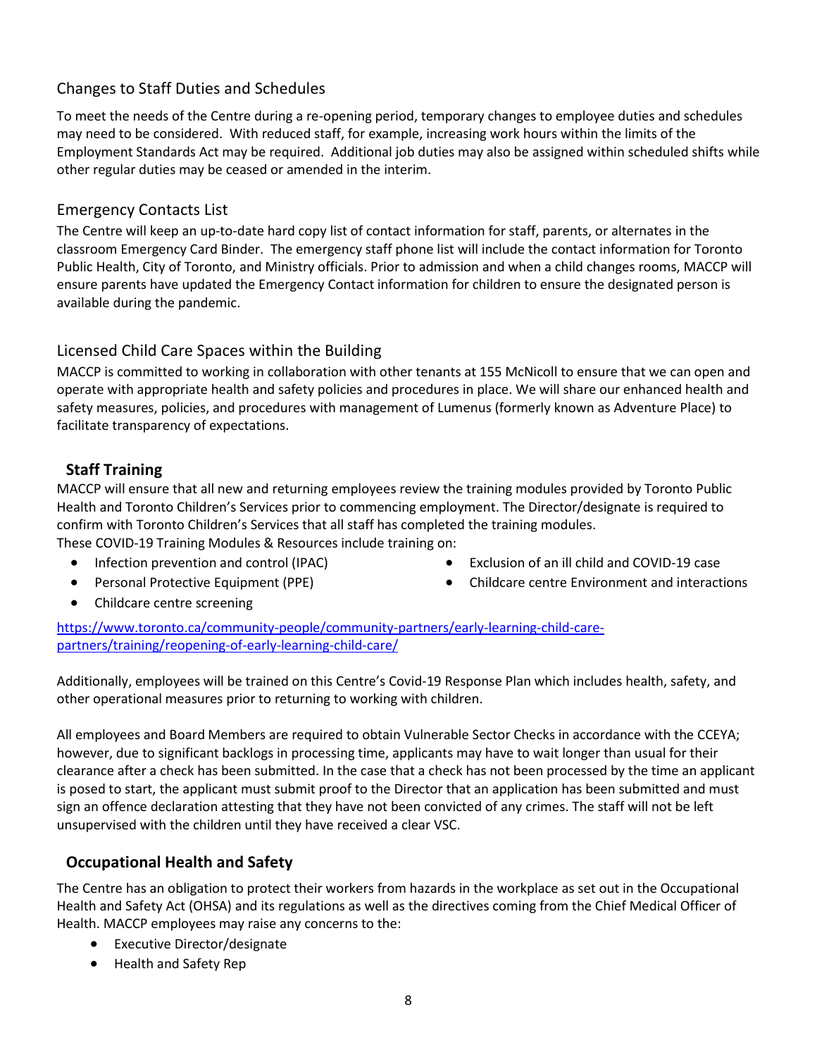## Changes to Staff Duties and Schedules

To meet the needs of the Centre during a re-opening period, temporary changes to employee duties and schedules may need to be considered. With reduced staff, for example, increasing work hours within the limits of the Employment Standards Act may be required. Additional job duties may also be assigned within scheduled shifts while other regular duties may be ceased or amended in the interim.

## Emergency Contacts List

The Centre will keep an up-to-date hard copy list of contact information for staff, parents, or alternates in the classroom Emergency Card Binder. The emergency staff phone list will include the contact information for Toronto Public Health, City of Toronto, and Ministry officials. Prior to admission and when a child changes rooms, MACCP will ensure parents have updated the Emergency Contact information for children to ensure the designated person is available during the pandemic.

## Licensed Child Care Spaces within the Building

MACCP is committed to working in collaboration with other tenants at 155 McNicoll to ensure that we can open and operate with appropriate health and safety policies and procedures in place. We will share our enhanced health and safety measures, policies, and procedures with management of Lumenus (formerly known as Adventure Place) to facilitate transparency of expectations.

## Staff Training

MACCP will ensure that all new and returning employees review the training modules provided by Toronto Public Health and Toronto Children's Services prior to commencing employment. The Director/designate is required to confirm with Toronto Children's Services that all staff has completed the training modules.
These COVID-19 Training Modules & Resources include training on:

- Infection prevention and control (IPAC)
- Personal Protective Equipment (PPE)
- Childcare centre screening
- Exclusion of an ill child and COVID-19 case
- Childcare centre Environment and interactions

https://www.toronto.ca/community-people/community-partners/early-learning-child-care-partners/training/reopening-of-early-learning-child-care/

Additionally, employees will be trained on this Centre's Covid-19 Response Plan which includes health, safety, and other operational measures prior to returning to working with children.

All employees and Board Members are required to obtain Vulnerable Sector Checks in accordance with the CCEYA; however, due to significant backlogs in processing time, applicants may have to wait longer than usual for their clearance after a check has been submitted. In the case that a check has not been processed by the time an applicant is posed to start, the applicant must submit proof to the Director that an application has been submitted and must sign an offence declaration attesting that they have not been convicted of any crimes. The staff will not be left unsupervised with the children until they have received a clear VSC.

## Occupational Health and Safety

The Centre has an obligation to protect their workers from hazards in the workplace as set out in the Occupational Health and Safety Act (OHSA) and its regulations as well as the directives coming from the Chief Medical Officer of Health. MACCP employees may raise any concerns to the:

- Executive Director/designate
- Health and Safety Rep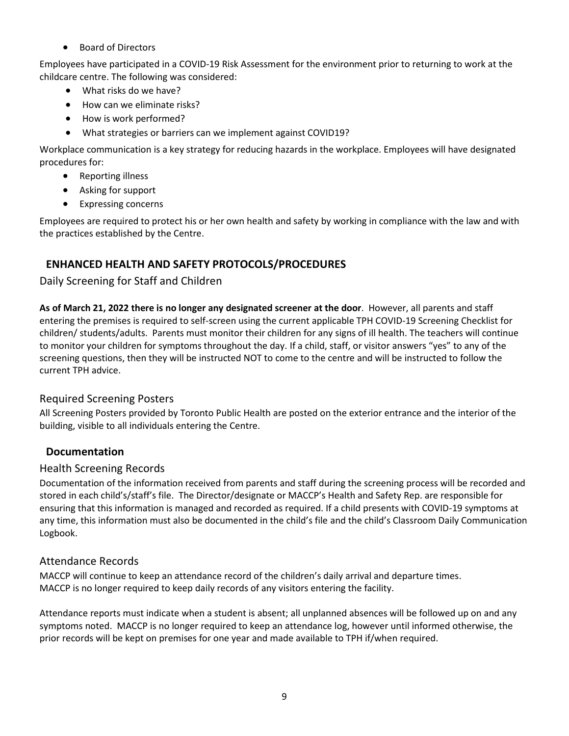- Board of Directors

Employees have participated in a COVID-19 Risk Assessment for the environment prior to returning to work at the childcare centre. The following was considered:

- What risks do we have?
- How can we eliminate risks?
- How is work performed?
- What strategies or barriers can we implement against COVID19?

Workplace communication is a key strategy for reducing hazards in the workplace. Employees will have designated procedures for:

- Reporting illness
- Asking for support
- Expressing concerns

Employees are required to protect his or her own health and safety by working in compliance with the law and with the practices established by the Centre.

## ENHANCED HEALTH AND SAFETY PROTOCOLS/PROCEDURES

### Daily Screening for Staff and Children

**As of March 21, 2022 there is no longer any designated screener at the door**. However, all parents and staff entering the premises is required to self-screen using the current applicable TPH COVID-19 Screening Checklist for children/ students/adults. Parents must monitor their children for any signs of ill health. The teachers will continue to monitor your children for symptoms throughout the day. If a child, staff, or visitor answers "yes" to any of the screening questions, then they will be instructed NOT to come to the centre and will be instructed to follow the current TPH advice.

### Required Screening Posters

All Screening Posters provided by Toronto Public Health are posted on the exterior entrance and the interior of the building, visible to all individuals entering the Centre.

## Documentation

### Health Screening Records

Documentation of the information received from parents and staff during the screening process will be recorded and stored in each child's/staff's file. The Director/designate or MACCP's Health and Safety Rep. are responsible for ensuring that this information is managed and recorded as required. If a child presents with COVID-19 symptoms at any time, this information must also be documented in the child's file and the child's Classroom Daily Communication Logbook.

### Attendance Records

MACCP will continue to keep an attendance record of the children's daily arrival and departure times.
MACCP is no longer required to keep daily records of any visitors entering the facility.

Attendance reports must indicate when a student is absent; all unplanned absences will be followed up on and any symptoms noted. MACCP is no longer required to keep an attendance log, however until informed otherwise, the prior records will be kept on premises for one year and made available to TPH if/when required.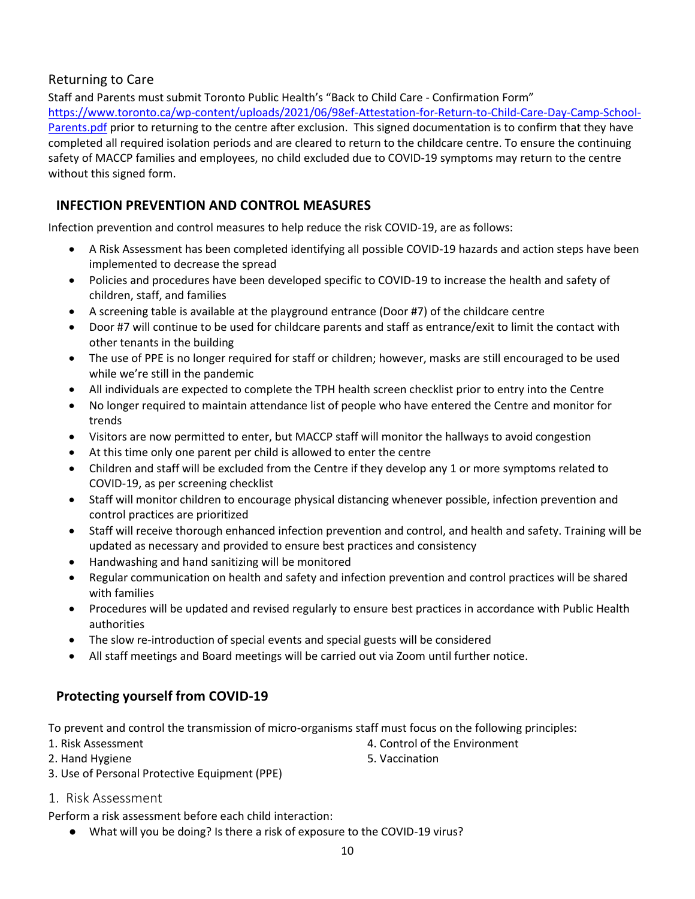## Returning to Care

Staff and Parents must submit Toronto Public Health's "Back to Child Care - Confirmation Form" https://www.toronto.ca/wp-content/uploads/2021/06/98ef-Attestation-for-Return-to-Child-Care-Day-Camp-School-Parents.pdf prior to returning to the centre after exclusion. This signed documentation is to confirm that they have completed all required isolation periods and are cleared to return to the childcare centre. To ensure the continuing safety of MACCP families and employees, no child excluded due to COVID-19 symptoms may return to the centre without this signed form.

## INFECTION PREVENTION AND CONTROL MEASURES

Infection prevention and control measures to help reduce the risk COVID-19, are as follows:

- A Risk Assessment has been completed identifying all possible COVID-19 hazards and action steps have been implemented to decrease the spread
- Policies and procedures have been developed specific to COVID-19 to increase the health and safety of children, staff, and families
- A screening table is available at the playground entrance (Door #7) of the childcare centre
- Door #7 will continue to be used for childcare parents and staff as entrance/exit to limit the contact with other tenants in the building
- The use of PPE is no longer required for staff or children; however, masks are still encouraged to be used while we're still in the pandemic
- All individuals are expected to complete the TPH health screen checklist prior to entry into the Centre
- No longer required to maintain attendance list of people who have entered the Centre and monitor for trends
- Visitors are now permitted to enter, but MACCP staff will monitor the hallways to avoid congestion
- At this time only one parent per child is allowed to enter the centre
- Children and staff will be excluded from the Centre if they develop any 1 or more symptoms related to COVID-19, as per screening checklist
- Staff will monitor children to encourage physical distancing whenever possible, infection prevention and control practices are prioritized
- Staff will receive thorough enhanced infection prevention and control, and health and safety. Training will be updated as necessary and provided to ensure best practices and consistency
- Handwashing and hand sanitizing will be monitored
- Regular communication on health and safety and infection prevention and control practices will be shared with families
- Procedures will be updated and revised regularly to ensure best practices in accordance with Public Health authorities
- The slow re-introduction of special events and special guests will be considered
- All staff meetings and Board meetings will be carried out via Zoom until further notice.

## Protecting yourself from COVID-19

To prevent and control the transmission of micro-organisms staff must focus on the following principles:

1. Risk Assessment
2. Hand Hygiene
3. Use of Personal Protective Equipment (PPE)
4. Control of the Environment
5. Vaccination

### 1. Risk Assessment

Perform a risk assessment before each child interaction:

- What will you be doing? Is there a risk of exposure to the COVID-19 virus?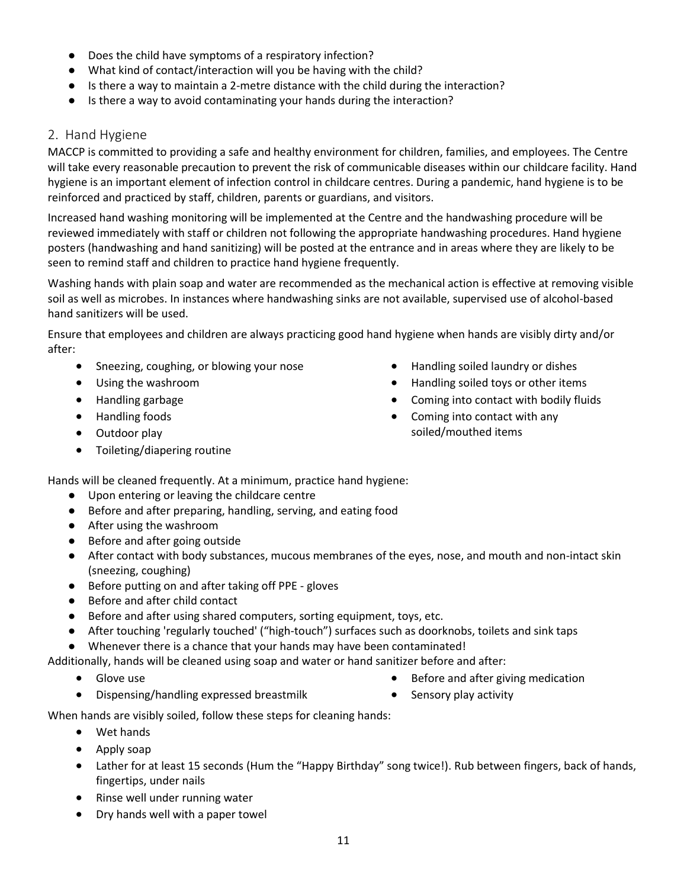- Does the child have symptoms of a respiratory infection?
- What kind of contact/interaction will you be having with the child?
- Is there a way to maintain a 2-metre distance with the child during the interaction?
- Is there a way to avoid contaminating your hands during the interaction?

## 2. Hand Hygiene

MACCP is committed to providing a safe and healthy environment for children, families, and employees. The Centre will take every reasonable precaution to prevent the risk of communicable diseases within our childcare facility. Hand hygiene is an important element of infection control in childcare centres. During a pandemic, hand hygiene is to be reinforced and practiced by staff, children, parents or guardians, and visitors.

Increased hand washing monitoring will be implemented at the Centre and the handwashing procedure will be reviewed immediately with staff or children not following the appropriate handwashing procedures. Hand hygiene posters (handwashing and hand sanitizing) will be posted at the entrance and in areas where they are likely to be seen to remind staff and children to practice hand hygiene frequently.

Washing hands with plain soap and water are recommended as the mechanical action is effective at removing visible soil as well as microbes. In instances where handwashing sinks are not available, supervised use of alcohol-based hand sanitizers will be used.

Ensure that employees and children are always practicing good hand hygiene when hands are visibly dirty and/or after:

- Sneezing, coughing, or blowing your nose
- Using the washroom
- Handling garbage
- Handling foods
- Outdoor play
- Toileting/diapering routine
- Handling soiled laundry or dishes
- Handling soiled toys or other items
- Coming into contact with bodily fluids
- Coming into contact with any soiled/mouthed items

Hands will be cleaned frequently. At a minimum, practice hand hygiene:

- Upon entering or leaving the childcare centre
- Before and after preparing, handling, serving, and eating food
- After using the washroom
- Before and after going outside
- After contact with body substances, mucous membranes of the eyes, nose, and mouth and non-intact skin (sneezing, coughing)
- Before putting on and after taking off PPE - gloves
- Before and after child contact
- Before and after using shared computers, sorting equipment, toys, etc.
- After touching 'regularly touched' ("high-touch") surfaces such as doorknobs, toilets and sink taps
- Whenever there is a chance that your hands may have been contaminated!

Additionally, hands will be cleaned using soap and water or hand sanitizer before and after:

- Glove use
- Dispensing/handling expressed breastmilk
- Before and after giving medication
- Sensory play activity

When hands are visibly soiled, follow these steps for cleaning hands:

- Wet hands
- Apply soap
- Lather for at least 15 seconds (Hum the "Happy Birthday" song twice!). Rub between fingers, back of hands, fingertips, under nails
- Rinse well under running water
- Dry hands well with a paper towel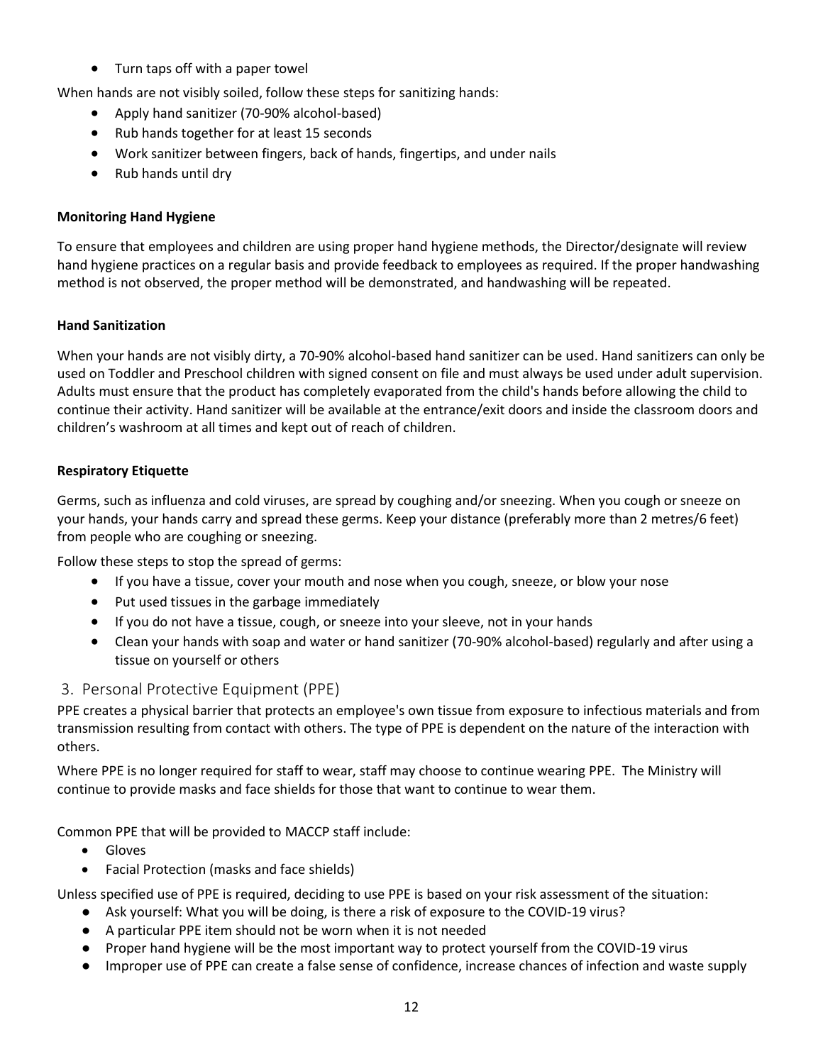- Turn taps off with a paper towel

When hands are not visibly soiled, follow these steps for sanitizing hands:

- Apply hand sanitizer (70-90% alcohol-based)
- Rub hands together for at least 15 seconds
- Work sanitizer between fingers, back of hands, fingertips, and under nails
- Rub hands until dry

**Monitoring Hand Hygiene**

To ensure that employees and children are using proper hand hygiene methods, the Director/designate will review hand hygiene practices on a regular basis and provide feedback to employees as required. If the proper handwashing method is not observed, the proper method will be demonstrated, and handwashing will be repeated.

**Hand Sanitization**

When your hands are not visibly dirty, a 70-90% alcohol-based hand sanitizer can be used. Hand sanitizers can only be used on Toddler and Preschool children with signed consent on file and must always be used under adult supervision. Adults must ensure that the product has completely evaporated from the child's hands before allowing the child to continue their activity. Hand sanitizer will be available at the entrance/exit doors and inside the classroom doors and children's washroom at all times and kept out of reach of children.

**Respiratory Etiquette**

Germs, such as influenza and cold viruses, are spread by coughing and/or sneezing. When you cough or sneeze on your hands, your hands carry and spread these germs. Keep your distance (preferably more than 2 metres/6 feet) from people who are coughing or sneezing.

Follow these steps to stop the spread of germs:

- If you have a tissue, cover your mouth and nose when you cough, sneeze, or blow your nose
- Put used tissues in the garbage immediately
- If you do not have a tissue, cough, or sneeze into your sleeve, not in your hands
- Clean your hands with soap and water or hand sanitizer (70-90% alcohol-based) regularly and after using a tissue on yourself or others

## 3. Personal Protective Equipment (PPE)

PPE creates a physical barrier that protects an employee's own tissue from exposure to infectious materials and from transmission resulting from contact with others. The type of PPE is dependent on the nature of the interaction with others.

Where PPE is no longer required for staff to wear, staff may choose to continue wearing PPE. The Ministry will continue to provide masks and face shields for those that want to continue to wear them.

Common PPE that will be provided to MACCP staff include:

- Gloves
- Facial Protection (masks and face shields)

Unless specified use of PPE is required, deciding to use PPE is based on your risk assessment of the situation:

- Ask yourself: What you will be doing, is there a risk of exposure to the COVID-19 virus?
- A particular PPE item should not be worn when it is not needed
- Proper hand hygiene will be the most important way to protect yourself from the COVID-19 virus
- Improper use of PPE can create a false sense of confidence, increase chances of infection and waste supply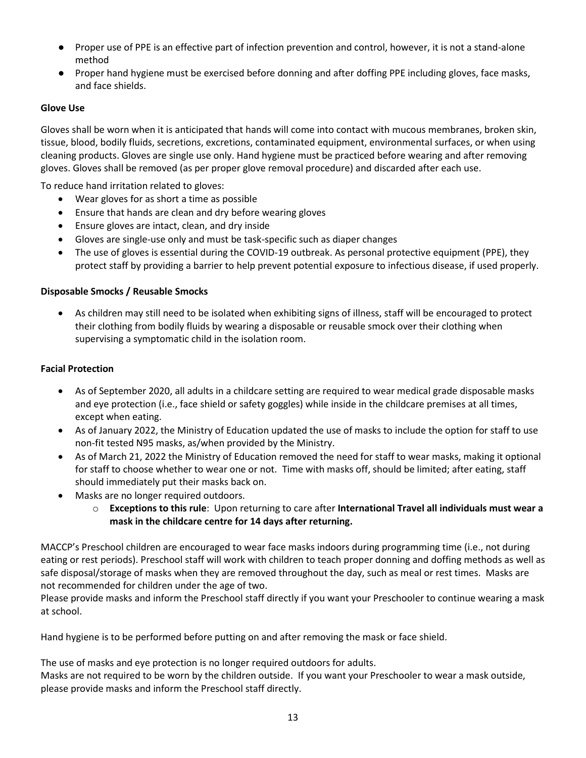- Proper use of PPE is an effective part of infection prevention and control, however, it is not a stand-alone method
- Proper hand hygiene must be exercised before donning and after doffing PPE including gloves, face masks, and face shields.

**Glove Use**

Gloves shall be worn when it is anticipated that hands will come into contact with mucous membranes, broken skin, tissue, blood, bodily fluids, secretions, excretions, contaminated equipment, environmental surfaces, or when using cleaning products. Gloves are single use only. Hand hygiene must be practiced before wearing and after removing gloves. Gloves shall be removed (as per proper glove removal procedure) and discarded after each use.

To reduce hand irritation related to gloves:

- Wear gloves for as short a time as possible
- Ensure that hands are clean and dry before wearing gloves
- Ensure gloves are intact, clean, and dry inside
- Gloves are single-use only and must be task-specific such as diaper changes
- The use of gloves is essential during the COVID-19 outbreak. As personal protective equipment (PPE), they protect staff by providing a barrier to help prevent potential exposure to infectious disease, if used properly.

**Disposable Smocks / Reusable Smocks**

- As children may still need to be isolated when exhibiting signs of illness, staff will be encouraged to protect their clothing from bodily fluids by wearing a disposable or reusable smock over their clothing when supervising a symptomatic child in the isolation room.

**Facial Protection**

- As of September 2020, all adults in a childcare setting are required to wear medical grade disposable masks and eye protection (i.e., face shield or safety goggles) while inside in the childcare premises at all times, except when eating.
- As of January 2022, the Ministry of Education updated the use of masks to include the option for staff to use non-fit tested N95 masks, as/when provided by the Ministry.
- As of March 21, 2022 the Ministry of Education removed the need for staff to wear masks, making it optional for staff to choose whether to wear one or not. Time with masks off, should be limited; after eating, staff should immediately put their masks back on.
- Masks are no longer required outdoors.
  - **Exceptions to this rule**: Upon returning to care after **International Travel all individuals must wear a mask in the childcare centre for 14 days after returning.**

MACCP's Preschool children are encouraged to wear face masks indoors during programming time (i.e., not during eating or rest periods). Preschool staff will work with children to teach proper donning and doffing methods as well as safe disposal/storage of masks when they are removed throughout the day, such as meal or rest times. Masks are not recommended for children under the age of two.

Please provide masks and inform the Preschool staff directly if you want your Preschooler to continue wearing a mask at school.

Hand hygiene is to be performed before putting on and after removing the mask or face shield.

The use of masks and eye protection is no longer required outdoors for adults.

Masks are not required to be worn by the children outside. If you want your Preschooler to wear a mask outside, please provide masks and inform the Preschool staff directly.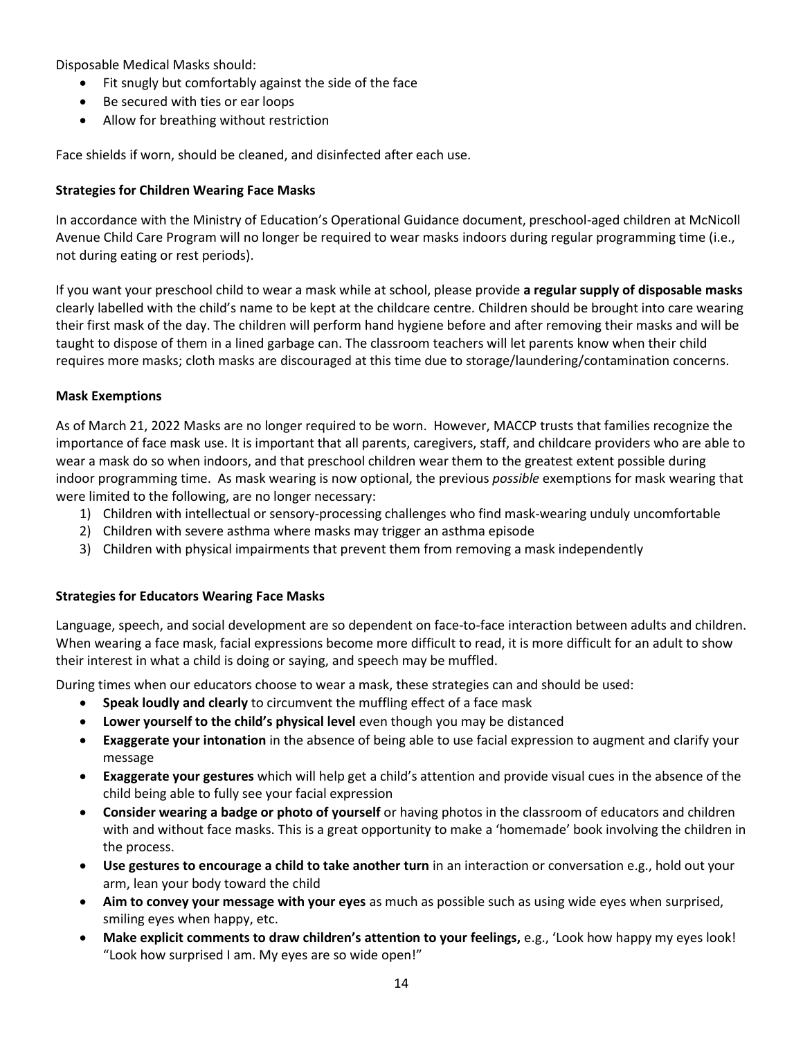Disposable Medical Masks should:

- Fit snugly but comfortably against the side of the face
- Be secured with ties or ear loops
- Allow for breathing without restriction

Face shields if worn, should be cleaned, and disinfected after each use.

**Strategies for Children Wearing Face Masks**

In accordance with the Ministry of Education's Operational Guidance document, preschool-aged children at McNicoll Avenue Child Care Program will no longer be required to wear masks indoors during regular programming time (i.e., not during eating or rest periods).

If you want your preschool child to wear a mask while at school, please provide **a regular supply of disposable masks** clearly labelled with the child's name to be kept at the childcare centre. Children should be brought into care wearing their first mask of the day. The children will perform hand hygiene before and after removing their masks and will be taught to dispose of them in a lined garbage can. The classroom teachers will let parents know when their child requires more masks; cloth masks are discouraged at this time due to storage/laundering/contamination concerns.

**Mask Exemptions**

As of March 21, 2022 Masks are no longer required to be worn. However, MACCP trusts that families recognize the importance of face mask use. It is important that all parents, caregivers, staff, and childcare providers who are able to wear a mask do so when indoors, and that preschool children wear them to the greatest extent possible during indoor programming time. As mask wearing is now optional, the previous *possible* exemptions for mask wearing that were limited to the following, are no longer necessary:

1) Children with intellectual or sensory-processing challenges who find mask-wearing unduly uncomfortable
2) Children with severe asthma where masks may trigger an asthma episode
3) Children with physical impairments that prevent them from removing a mask independently

**Strategies for Educators Wearing Face Masks**

Language, speech, and social development are so dependent on face-to-face interaction between adults and children. When wearing a face mask, facial expressions become more difficult to read, it is more difficult for an adult to show their interest in what a child is doing or saying, and speech may be muffled.

During times when our educators choose to wear a mask, these strategies can and should be used:

- **Speak loudly and clearly** to circumvent the muffling effect of a face mask
- **Lower yourself to the child's physical level** even though you may be distanced
- **Exaggerate your intonation** in the absence of being able to use facial expression to augment and clarify your message
- **Exaggerate your gestures** which will help get a child's attention and provide visual cues in the absence of the child being able to fully see your facial expression
- **Consider wearing a badge or photo of yourself** or having photos in the classroom of educators and children with and without face masks. This is a great opportunity to make a 'homemade' book involving the children in the process.
- **Use gestures to encourage a child to take another turn** in an interaction or conversation e.g., hold out your arm, lean your body toward the child
- **Aim to convey your message with your eyes** as much as possible such as using wide eyes when surprised, smiling eyes when happy, etc.
- **Make explicit comments to draw children's attention to your feelings,** e.g., 'Look how happy my eyes look! "Look how surprised I am. My eyes are so wide open!"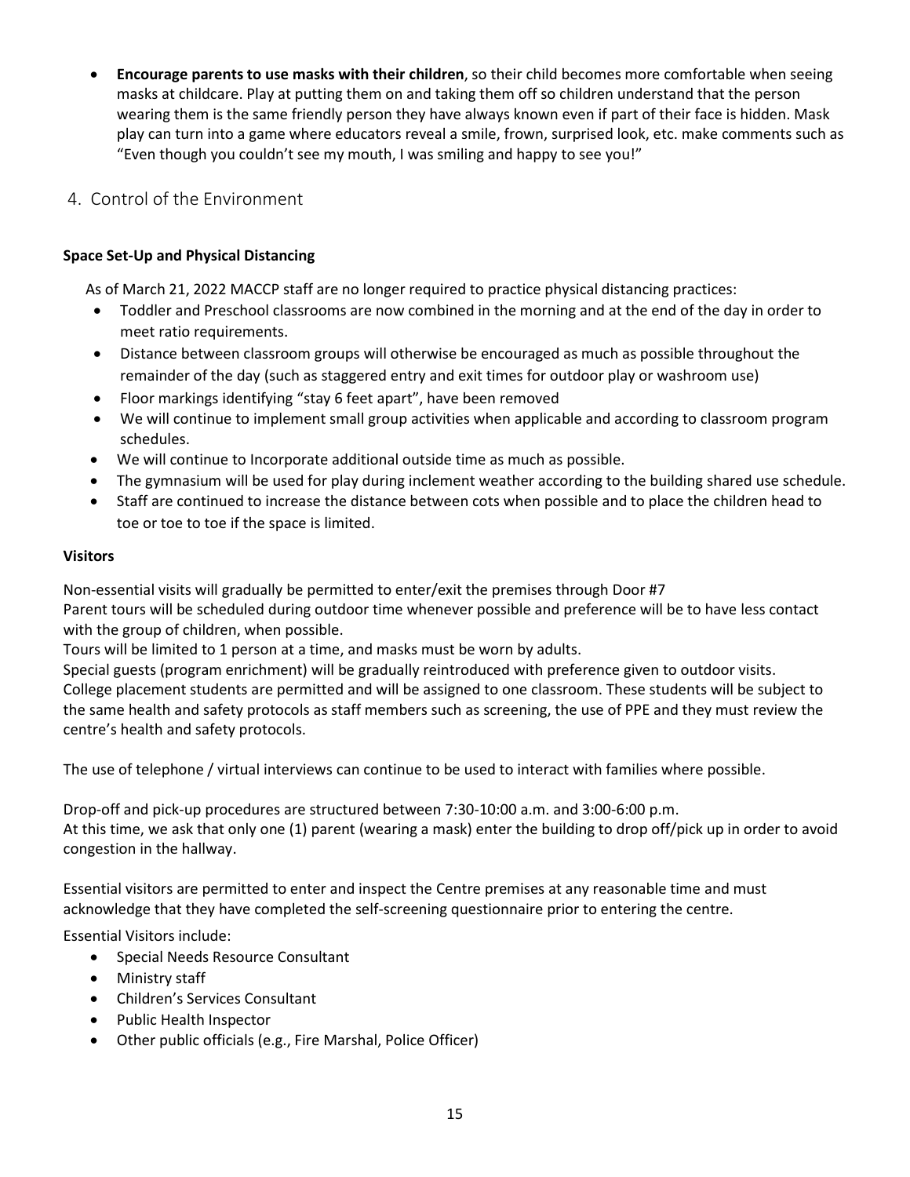- **Encourage parents to use masks with their children**, so their child becomes more comfortable when seeing masks at childcare. Play at putting them on and taking them off so children understand that the person wearing them is the same friendly person they have always known even if part of their face is hidden. Mask play can turn into a game where educators reveal a smile, frown, surprised look, etc. make comments such as "Even though you couldn't see my mouth, I was smiling and happy to see you!"

## 4. Control of the Environment

**Space Set-Up and Physical Distancing**

As of March 21, 2022 MACCP staff are no longer required to practice physical distancing practices:

- Toddler and Preschool classrooms are now combined in the morning and at the end of the day in order to meet ratio requirements.
- Distance between classroom groups will otherwise be encouraged as much as possible throughout the remainder of the day (such as staggered entry and exit times for outdoor play or washroom use)
- Floor markings identifying "stay 6 feet apart", have been removed
- We will continue to implement small group activities when applicable and according to classroom program schedules.
- We will continue to Incorporate additional outside time as much as possible.
- The gymnasium will be used for play during inclement weather according to the building shared use schedule.
- Staff are continued to increase the distance between cots when possible and to place the children head to toe or toe to toe if the space is limited.

**Visitors**

Non-essential visits will gradually be permitted to enter/exit the premises through Door #7
Parent tours will be scheduled during outdoor time whenever possible and preference will be to have less contact with the group of children, when possible.
Tours will be limited to 1 person at a time, and masks must be worn by adults.
Special guests (program enrichment) will be gradually reintroduced with preference given to outdoor visits.
College placement students are permitted and will be assigned to one classroom. These students will be subject to the same health and safety protocols as staff members such as screening, the use of PPE and they must review the centre's health and safety protocols.

The use of telephone / virtual interviews can continue to be used to interact with families where possible.

Drop-off and pick-up procedures are structured between 7:30-10:00 a.m. and 3:00-6:00 p.m.
At this time, we ask that only one (1) parent (wearing a mask) enter the building to drop off/pick up in order to avoid congestion in the hallway.

Essential visitors are permitted to enter and inspect the Centre premises at any reasonable time and must acknowledge that they have completed the self-screening questionnaire prior to entering the centre.

Essential Visitors include:

- Special Needs Resource Consultant
- Ministry staff
- Children's Services Consultant
- Public Health Inspector
- Other public officials (e.g., Fire Marshal, Police Officer)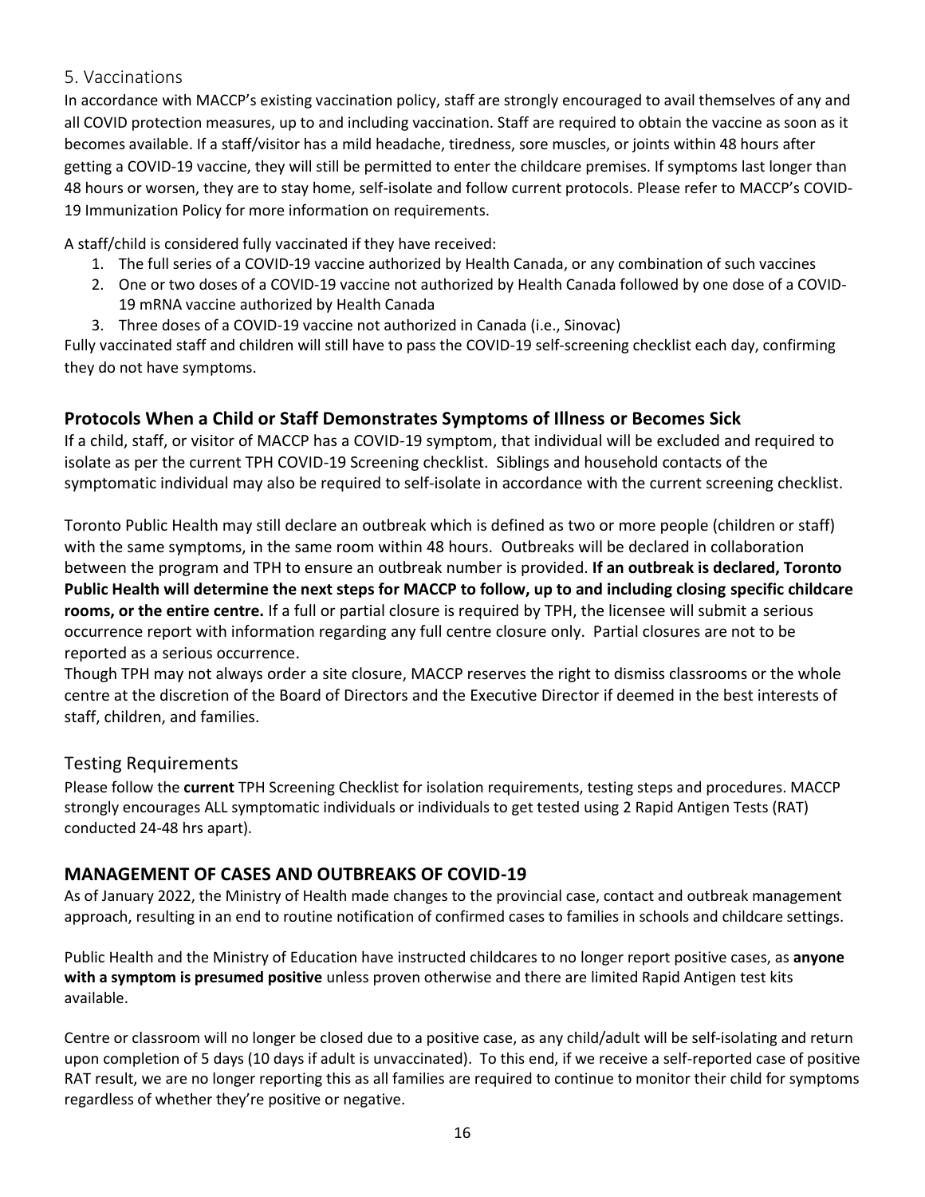## 5. Vaccinations

In accordance with MACCP's existing vaccination policy, staff are strongly encouraged to avail themselves of any and all COVID protection measures, up to and including vaccination. Staff are required to obtain the vaccine as soon as it becomes available. If a staff/visitor has a mild headache, tiredness, sore muscles, or joints within 48 hours after getting a COVID-19 vaccine, they will still be permitted to enter the childcare premises. If symptoms last longer than 48 hours or worsen, they are to stay home, self-isolate and follow current protocols. Please refer to MACCP's COVID-19 Immunization Policy for more information on requirements.

A staff/child is considered fully vaccinated if they have received:

1. The full series of a COVID-19 vaccine authorized by Health Canada, or any combination of such vaccines
2. One or two doses of a COVID-19 vaccine not authorized by Health Canada followed by one dose of a COVID-19 mRNA vaccine authorized by Health Canada
3. Three doses of a COVID-19 vaccine not authorized in Canada (i.e., Sinovac)

Fully vaccinated staff and children will still have to pass the COVID-19 self-screening checklist each day, confirming they do not have symptoms.

## Protocols When a Child or Staff Demonstrates Symptoms of Illness or Becomes Sick

If a child, staff, or visitor of MACCP has a COVID-19 symptom, that individual will be excluded and required to isolate as per the current TPH COVID-19 Screening checklist. Siblings and household contacts of the symptomatic individual may also be required to self-isolate in accordance with the current screening checklist.

Toronto Public Health may still declare an outbreak which is defined as two or more people (children or staff) with the same symptoms, in the same room within 48 hours. Outbreaks will be declared in collaboration between the program and TPH to ensure an outbreak number is provided. **If an outbreak is declared, Toronto Public Health will determine the next steps for MACCP to follow, up to and including closing specific childcare rooms, or the entire centre.** If a full or partial closure is required by TPH, the licensee will submit a serious occurrence report with information regarding any full centre closure only. Partial closures are not to be reported as a serious occurrence.

Though TPH may not always order a site closure, MACCP reserves the right to dismiss classrooms or the whole centre at the discretion of the Board of Directors and the Executive Director if deemed in the best interests of staff, children, and families.

## Testing Requirements

Please follow the **current** TPH Screening Checklist for isolation requirements, testing steps and procedures. MACCP strongly encourages ALL symptomatic individuals or individuals to get tested using 2 Rapid Antigen Tests (RAT) conducted 24-48 hrs apart).

## MANAGEMENT OF CASES AND OUTBREAKS OF COVID-19

As of January 2022, the Ministry of Health made changes to the provincial case, contact and outbreak management approach, resulting in an end to routine notification of confirmed cases to families in schools and childcare settings.

Public Health and the Ministry of Education have instructed childcares to no longer report positive cases, as **anyone with a symptom is presumed positive** unless proven otherwise and there are limited Rapid Antigen test kits available.

Centre or classroom will no longer be closed due to a positive case, as any child/adult will be self-isolating and return upon completion of 5 days (10 days if adult is unvaccinated). To this end, if we receive a self-reported case of positive RAT result, we are no longer reporting this as all families are required to continue to monitor their child for symptoms regardless of whether they're positive or negative.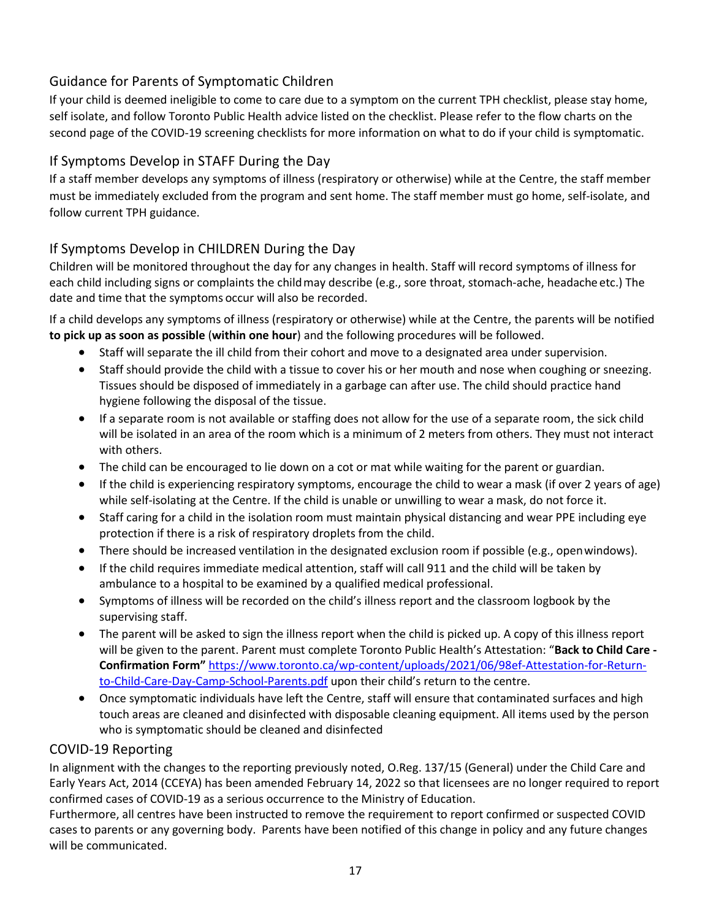## Guidance for Parents of Symptomatic Children

If your child is deemed ineligible to come to care due to a symptom on the current TPH checklist, please stay home, self isolate, and follow Toronto Public Health advice listed on the checklist. Please refer to the flow charts on the second page of the COVID-19 screening checklists for more information on what to do if your child is symptomatic.

## If Symptoms Develop in STAFF During the Day

If a staff member develops any symptoms of illness (respiratory or otherwise) while at the Centre, the staff member must be immediately excluded from the program and sent home. The staff member must go home, self-isolate, and follow current TPH guidance.

## If Symptoms Develop in CHILDREN During the Day

Children will be monitored throughout the day for any changes in health. Staff will record symptoms of illness for each child including signs or complaints the child may describe (e.g., sore throat, stomach-ache, headache etc.) The date and time that the symptoms occur will also be recorded.

If a child develops any symptoms of illness (respiratory or otherwise) while at the Centre, the parents will be notified **to pick up as soon as possible** (**within one hour**) and the following procedures will be followed.

- Staff will separate the ill child from their cohort and move to a designated area under supervision.
- Staff should provide the child with a tissue to cover his or her mouth and nose when coughing or sneezing. Tissues should be disposed of immediately in a garbage can after use. The child should practice hand hygiene following the disposal of the tissue.
- If a separate room is not available or staffing does not allow for the use of a separate room, the sick child will be isolated in an area of the room which is a minimum of 2 meters from others. They must not interact with others.
- The child can be encouraged to lie down on a cot or mat while waiting for the parent or guardian.
- If the child is experiencing respiratory symptoms, encourage the child to wear a mask (if over 2 years of age) while self-isolating at the Centre. If the child is unable or unwilling to wear a mask, do not force it.
- Staff caring for a child in the isolation room must maintain physical distancing and wear PPE including eye protection if there is a risk of respiratory droplets from the child.
- There should be increased ventilation in the designated exclusion room if possible (e.g., open windows).
- If the child requires immediate medical attention, staff will call 911 and the child will be taken by ambulance to a hospital to be examined by a qualified medical professional.
- Symptoms of illness will be recorded on the child's illness report and the classroom logbook by the supervising staff.
- The parent will be asked to sign the illness report when the child is picked up. A copy of this illness report will be given to the parent. Parent must complete Toronto Public Health's Attestation: "**Back to Child Care - Confirmation Form"** [https://www.toronto.ca/wp-content/uploads/2021/06/98ef-Attestation-for-Return-to-Child-Care-Day-Camp-School-Parents.pdf](https://www.toronto.ca/wp-content/uploads/2021/06/98ef-Attestation-for-Return-to-Child-Care-Day-Camp-School-Parents.pdf) upon their child's return to the centre.
- Once symptomatic individuals have left the Centre, staff will ensure that contaminated surfaces and high touch areas are cleaned and disinfected with disposable cleaning equipment. All items used by the person who is symptomatic should be cleaned and disinfected

## COVID-19 Reporting

In alignment with the changes to the reporting previously noted, O.Reg. 137/15 (General) under the Child Care and Early Years Act, 2014 (CCEYA) has been amended February 14, 2022 so that licensees are no longer required to report confirmed cases of COVID-19 as a serious occurrence to the Ministry of Education.
Furthermore, all centres have been instructed to remove the requirement to report confirmed or suspected COVID cases to parents or any governing body. Parents have been notified of this change in policy and any future changes will be communicated.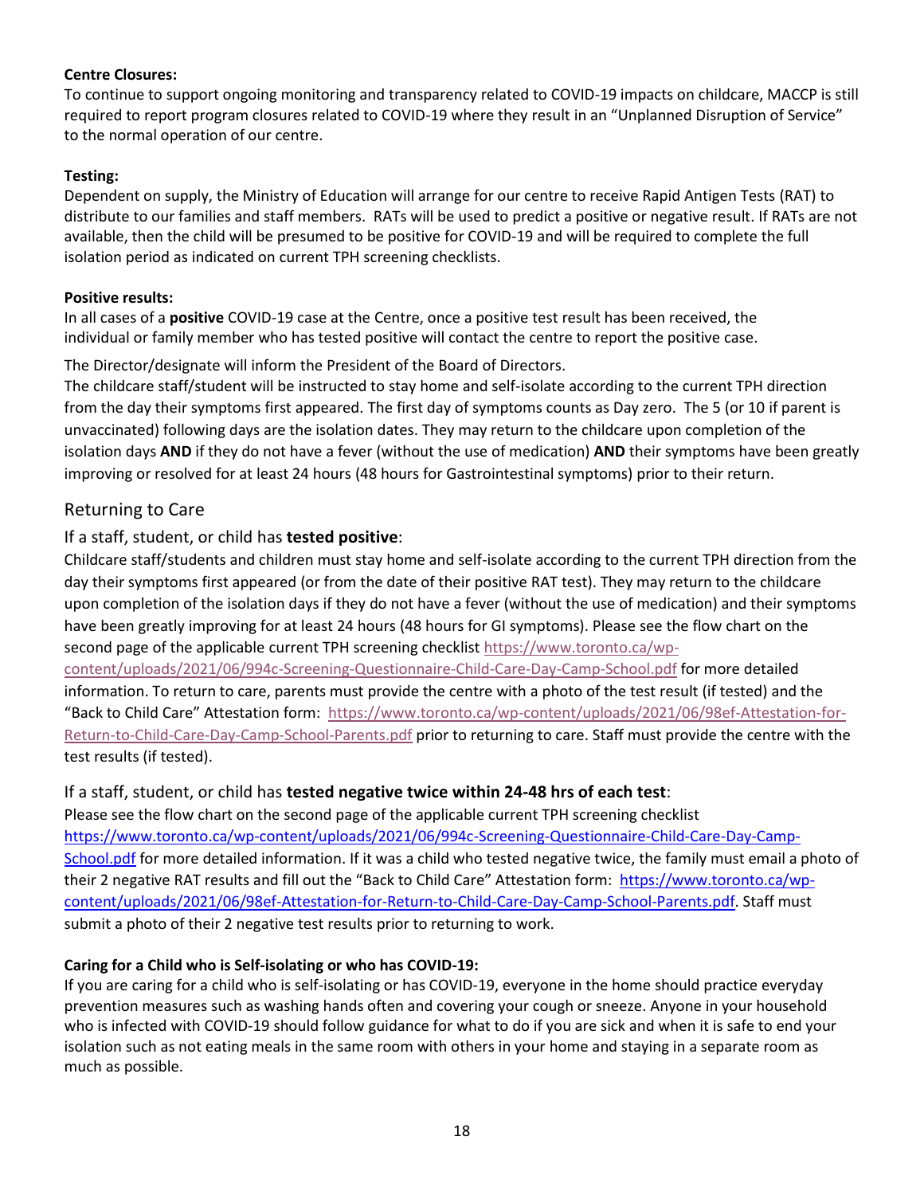**Centre Closures:**
To continue to support ongoing monitoring and transparency related to COVID-19 impacts on childcare, MACCP is still required to report program closures related to COVID-19 where they result in an "Unplanned Disruption of Service" to the normal operation of our centre.

**Testing:**
Dependent on supply, the Ministry of Education will arrange for our centre to receive Rapid Antigen Tests (RAT) to distribute to our families and staff members. RATs will be used to predict a positive or negative result. If RATs are not available, then the child will be presumed to be positive for COVID-19 and will be required to complete the full isolation period as indicated on current TPH screening checklists.

**Positive results:**
In all cases of a **positive** COVID-19 case at the Centre, once a positive test result has been received, the individual or family member who has tested positive will contact the centre to report the positive case.

The Director/designate will inform the President of the Board of Directors.
The childcare staff/student will be instructed to stay home and self-isolate according to the current TPH direction from the day their symptoms first appeared. The first day of symptoms counts as Day zero. The 5 (or 10 if parent is unvaccinated) following days are the isolation dates. They may return to the childcare upon completion of the isolation days **AND** if they do not have a fever (without the use of medication) **AND** their symptoms have been greatly improving or resolved for at least 24 hours (48 hours for Gastrointestinal symptoms) prior to their return.

## Returning to Care

### If a staff, student, or child has **tested positive**:

Childcare staff/students and children must stay home and self-isolate according to the current TPH direction from the day their symptoms first appeared (or from the date of their positive RAT test). They may return to the childcare upon completion of the isolation days if they do not have a fever (without the use of medication) and their symptoms have been greatly improving for at least 24 hours (48 hours for GI symptoms). Please see the flow chart on the second page of the applicable current TPH screening checklist https://www.toronto.ca/wp-content/uploads/2021/06/994c-Screening-Questionnaire-Child-Care-Day-Camp-School.pdf for more detailed information. To return to care, parents must provide the centre with a photo of the test result (if tested) and the "Back to Child Care" Attestation form: https://www.toronto.ca/wp-content/uploads/2021/06/98ef-Attestation-for-Return-to-Child-Care-Day-Camp-School-Parents.pdf prior to returning to care. Staff must provide the centre with the test results (if tested).

### If a staff, student, or child has **tested negative twice within 24-48 hrs of each test**:

Please see the flow chart on the second page of the applicable current TPH screening checklist https://www.toronto.ca/wp-content/uploads/2021/06/994c-Screening-Questionnaire-Child-Care-Day-Camp-School.pdf for more detailed information. If it was a child who tested negative twice, the family must email a photo of their 2 negative RAT results and fill out the "Back to Child Care" Attestation form: https://www.toronto.ca/wp-content/uploads/2021/06/98ef-Attestation-for-Return-to-Child-Care-Day-Camp-School-Parents.pdf. Staff must submit a photo of their 2 negative test results prior to returning to work.

**Caring for a Child who is Self-isolating or who has COVID-19:**
If you are caring for a child who is self-isolating or has COVID-19, everyone in the home should practice everyday prevention measures such as washing hands often and covering your cough or sneeze. Anyone in your household who is infected with COVID-19 should follow guidance for what to do if you are sick and when it is safe to end your isolation such as not eating meals in the same room with others in your home and staying in a separate room as much as possible.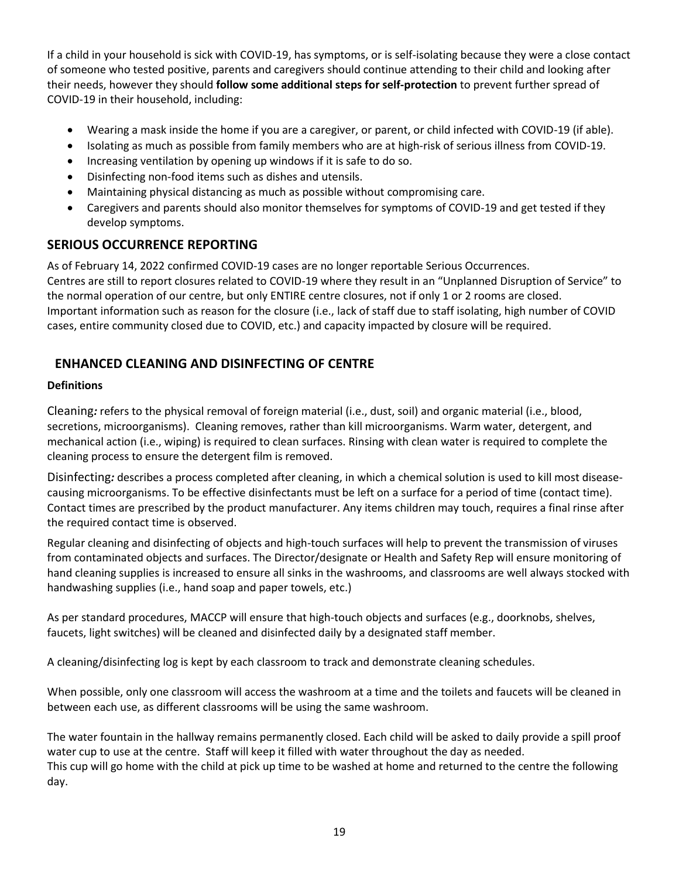If a child in your household is sick with COVID-19, has symptoms, or is self-isolating because they were a close contact of someone who tested positive, parents and caregivers should continue attending to their child and looking after their needs, however they should **follow some additional steps for self-protection** to prevent further spread of COVID-19 in their household, including:

- Wearing a mask inside the home if you are a caregiver, or parent, or child infected with COVID-19 (if able).
- Isolating as much as possible from family members who are at high-risk of serious illness from COVID-19.
- Increasing ventilation by opening up windows if it is safe to do so.
- Disinfecting non-food items such as dishes and utensils.
- Maintaining physical distancing as much as possible without compromising care.
- Caregivers and parents should also monitor themselves for symptoms of COVID-19 and get tested if they develop symptoms.

## SERIOUS OCCURRENCE REPORTING

As of February 14, 2022 confirmed COVID-19 cases are no longer reportable Serious Occurrences.
Centres are still to report closures related to COVID-19 where they result in an "Unplanned Disruption of Service" to the normal operation of our centre, but only ENTIRE centre closures, not if only 1 or 2 rooms are closed.
Important information such as reason for the closure (i.e., lack of staff due to staff isolating, high number of COVID cases, entire community closed due to COVID, etc.) and capacity impacted by closure will be required.

## ENHANCED CLEANING AND DISINFECTING OF CENTRE

**Definitions**

Cleaning*:* refers to the physical removal of foreign material (i.e., dust, soil) and organic material (i.e., blood, secretions, microorganisms). Cleaning removes, rather than kill microorganisms. Warm water, detergent, and mechanical action (i.e., wiping) is required to clean surfaces. Rinsing with clean water is required to complete the cleaning process to ensure the detergent film is removed.

Disinfecting*:* describes a process completed after cleaning, in which a chemical solution is used to kill most disease-causing microorganisms. To be effective disinfectants must be left on a surface for a period of time (contact time). Contact times are prescribed by the product manufacturer. Any items children may touch, requires a final rinse after the required contact time is observed.

Regular cleaning and disinfecting of objects and high-touch surfaces will help to prevent the transmission of viruses from contaminated objects and surfaces. The Director/designate or Health and Safety Rep will ensure monitoring of hand cleaning supplies is increased to ensure all sinks in the washrooms, and classrooms are well always stocked with handwashing supplies (i.e., hand soap and paper towels, etc.)

As per standard procedures, MACCP will ensure that high-touch objects and surfaces (e.g., doorknobs, shelves, faucets, light switches) will be cleaned and disinfected daily by a designated staff member.

A cleaning/disinfecting log is kept by each classroom to track and demonstrate cleaning schedules.

When possible, only one classroom will access the washroom at a time and the toilets and faucets will be cleaned in between each use, as different classrooms will be using the same washroom.

The water fountain in the hallway remains permanently closed. Each child will be asked to daily provide a spill proof water cup to use at the centre. Staff will keep it filled with water throughout the day as needed.
This cup will go home with the child at pick up time to be washed at home and returned to the centre the following day.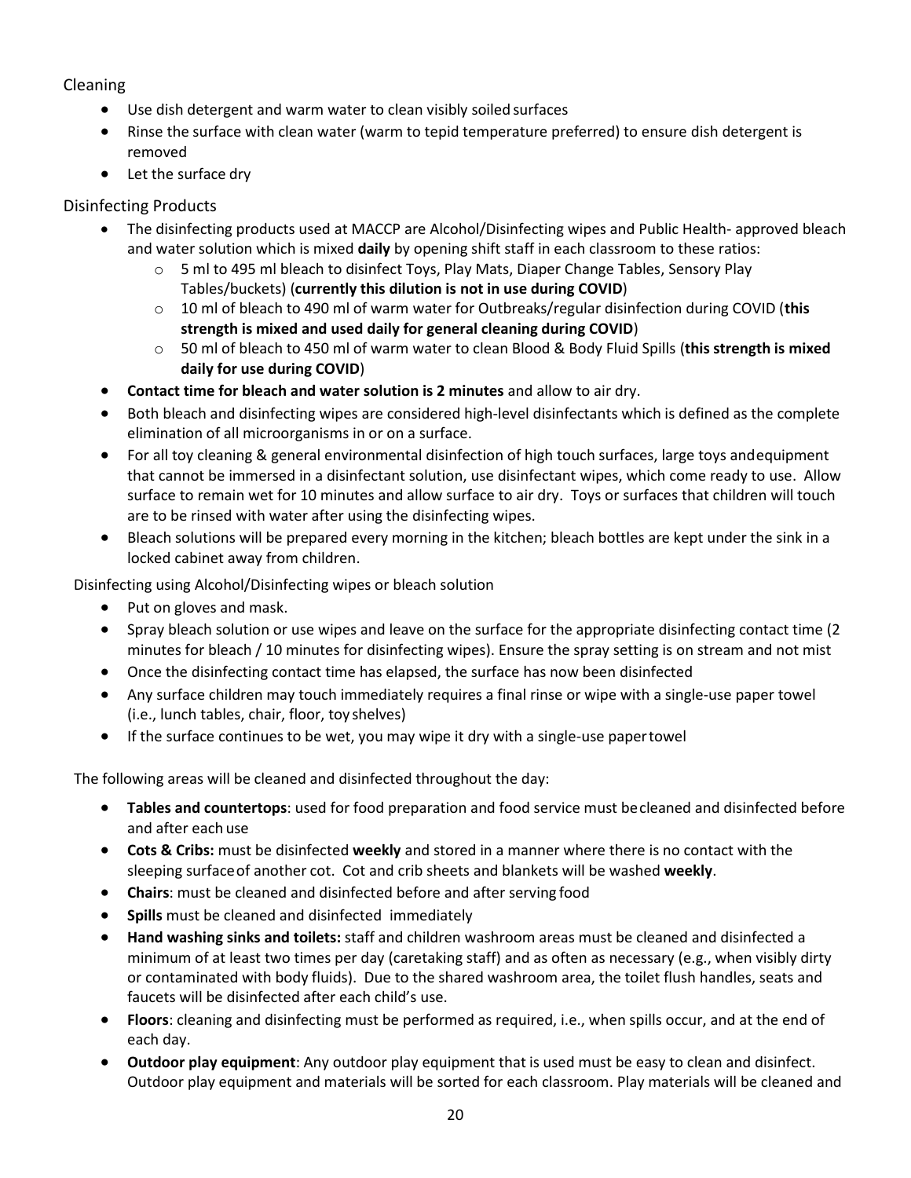### Cleaning

- Use dish detergent and warm water to clean visibly soiled surfaces
- Rinse the surface with clean water (warm to tepid temperature preferred) to ensure dish detergent is removed
- Let the surface dry

### Disinfecting Products

- The disinfecting products used at MACCP are Alcohol/Disinfecting wipes and Public Health- approved bleach and water solution which is mixed **daily** by opening shift staff in each classroom to these ratios:
    - 5 ml to 495 ml bleach to disinfect Toys, Play Mats, Diaper Change Tables, Sensory Play Tables/buckets) (**currently this dilution is not in use during COVID**)
    - 10 ml of bleach to 490 ml of warm water for Outbreaks/regular disinfection during COVID (**this strength is mixed and used daily for general cleaning during COVID**)
    - 50 ml of bleach to 450 ml of warm water to clean Blood & Body Fluid Spills (**this strength is mixed daily for use during COVID**)
- **Contact time for bleach and water solution is 2 minutes** and allow to air dry.
- Both bleach and disinfecting wipes are considered high-level disinfectants which is defined as the complete elimination of all microorganisms in or on a surface.
- For all toy cleaning & general environmental disinfection of high touch surfaces, large toys and equipment that cannot be immersed in a disinfectant solution, use disinfectant wipes, which come ready to use. Allow surface to remain wet for 10 minutes and allow surface to air dry. Toys or surfaces that children will touch are to be rinsed with water after using the disinfecting wipes.
- Bleach solutions will be prepared every morning in the kitchen; bleach bottles are kept under the sink in a locked cabinet away from children.

Disinfecting using Alcohol/Disinfecting wipes or bleach solution

- Put on gloves and mask.
- Spray bleach solution or use wipes and leave on the surface for the appropriate disinfecting contact time (2 minutes for bleach / 10 minutes for disinfecting wipes). Ensure the spray setting is on stream and not mist
- Once the disinfecting contact time has elapsed, the surface has now been disinfected
- Any surface children may touch immediately requires a final rinse or wipe with a single-use paper towel (i.e., lunch tables, chair, floor, toy shelves)
- If the surface continues to be wet, you may wipe it dry with a single-use paper towel

The following areas will be cleaned and disinfected throughout the day:

- **Tables and countertops**: used for food preparation and food service must be cleaned and disinfected before and after each use
- **Cots & Cribs:** must be disinfected **weekly** and stored in a manner where there is no contact with the sleeping surface of another cot. Cot and crib sheets and blankets will be washed **weekly**.
- **Chairs**: must be cleaned and disinfected before and after serving food
- **Spills** must be cleaned and disinfected immediately
- **Hand washing sinks and toilets:** staff and children washroom areas must be cleaned and disinfected a minimum of at least two times per day (caretaking staff) and as often as necessary (e.g., when visibly dirty or contaminated with body fluids). Due to the shared washroom area, the toilet flush handles, seats and faucets will be disinfected after each child's use.
- **Floors**: cleaning and disinfecting must be performed as required, i.e., when spills occur, and at the end of each day.
- **Outdoor play equipment**: Any outdoor play equipment that is used must be easy to clean and disinfect. Outdoor play equipment and materials will be sorted for each classroom. Play materials will be cleaned and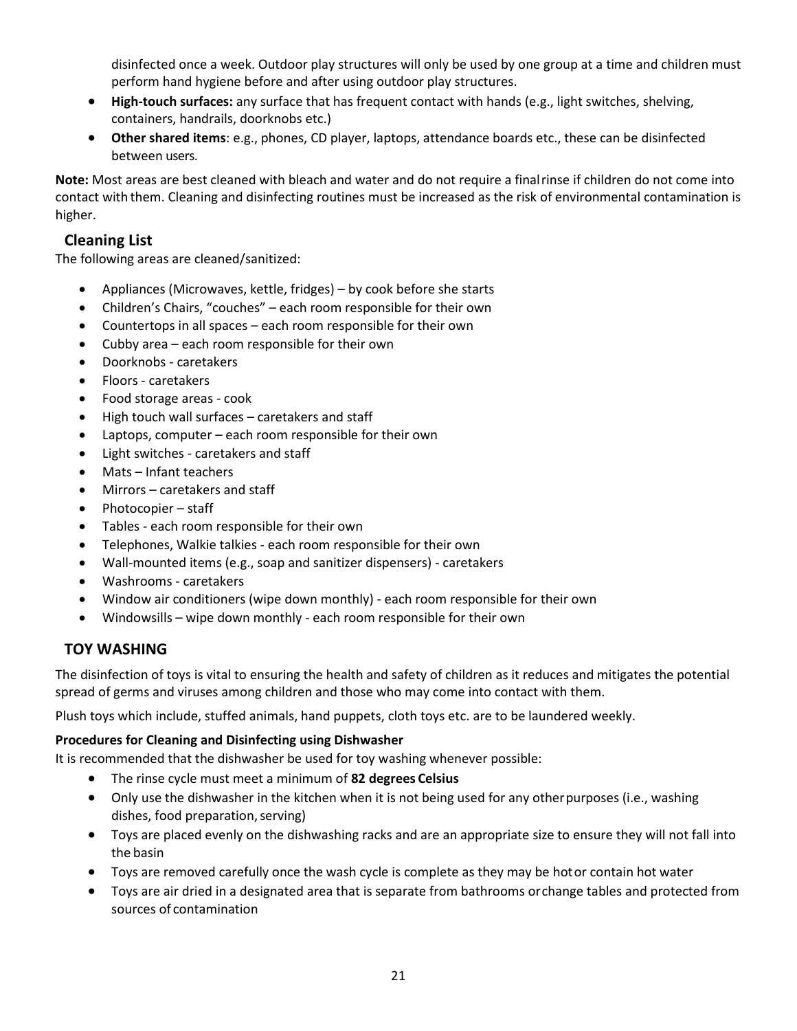disinfected once a week. Outdoor play structures will only be used by one group at a time and children must perform hand hygiene before and after using outdoor play structures.

- **High-touch surfaces:** any surface that has frequent contact with hands (e.g., light switches, shelving, containers, handrails, doorknobs etc.)
- **Other shared items**: e.g., phones, CD player, laptops, attendance boards etc., these can be disinfected between users.

**Note:** Most areas are best cleaned with bleach and water and do not require a final rinse if children do not come into contact with them. Cleaning and disinfecting routines must be increased as the risk of environmental contamination is higher.

## Cleaning List

The following areas are cleaned/sanitized:

- Appliances (Microwaves, kettle, fridges) – by cook before she starts
- Children's Chairs, "couches" – each room responsible for their own
- Countertops in all spaces – each room responsible for their own
- Cubby area – each room responsible for their own
- Doorknobs - caretakers
- Floors - caretakers
- Food storage areas - cook
- High touch wall surfaces – caretakers and staff
- Laptops, computer – each room responsible for their own
- Light switches - caretakers and staff
- Mats – Infant teachers
- Mirrors – caretakers and staff
- Photocopier – staff
- Tables - each room responsible for their own
- Telephones, Walkie talkies - each room responsible for their own
- Wall-mounted items (e.g., soap and sanitizer dispensers) - caretakers
- Washrooms - caretakers
- Window air conditioners (wipe down monthly) - each room responsible for their own
- Windowsills – wipe down monthly - each room responsible for their own

## TOY WASHING

The disinfection of toys is vital to ensuring the health and safety of children as it reduces and mitigates the potential spread of germs and viruses among children and those who may come into contact with them.

Plush toys which include, stuffed animals, hand puppets, cloth toys etc. are to be laundered weekly.

**Procedures for Cleaning and Disinfecting using Dishwasher**

It is recommended that the dishwasher be used for toy washing whenever possible:

- The rinse cycle must meet a minimum of **82 degrees Celsius**
- Only use the dishwasher in the kitchen when it is not being used for any other purposes (i.e., washing dishes, food preparation, serving)
- Toys are placed evenly on the dishwashing racks and are an appropriate size to ensure they will not fall into the basin
- Toys are removed carefully once the wash cycle is complete as they may be hot or contain hot water
- Toys are air dried in a designated area that is separate from bathrooms or change tables and protected from sources of contamination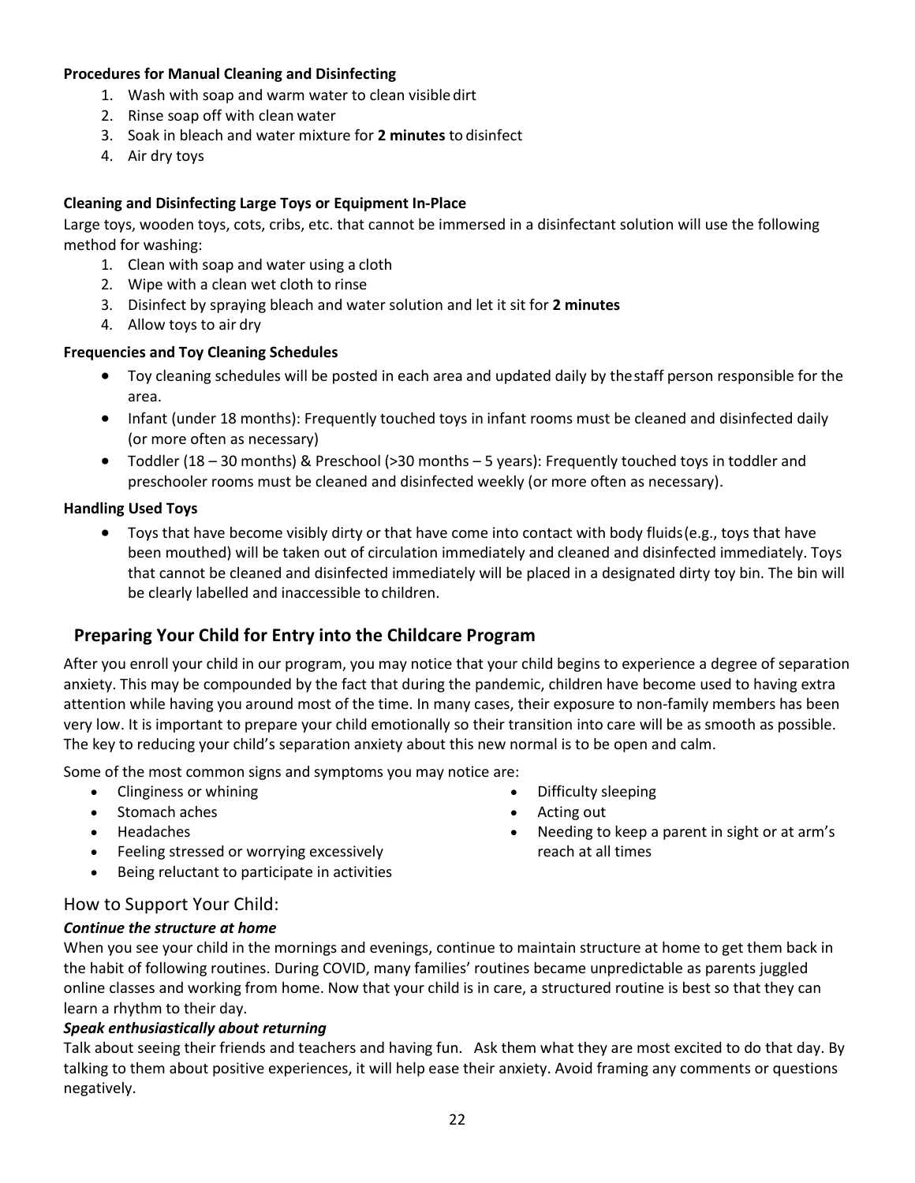**Procedures for Manual Cleaning and Disinfecting**

1. Wash with soap and warm water to clean visible dirt
2. Rinse soap off with clean water
3. Soak in bleach and water mixture for **2 minutes** to disinfect
4. Air dry toys

**Cleaning and Disinfecting Large Toys or Equipment In-Place**

Large toys, wooden toys, cots, cribs, etc. that cannot be immersed in a disinfectant solution will use the following method for washing:

1. Clean with soap and water using a cloth
2. Wipe with a clean wet cloth to rinse
3. Disinfect by spraying bleach and water solution and let it sit for **2 minutes**
4. Allow toys to air dry

**Frequencies and Toy Cleaning Schedules**

- Toy cleaning schedules will be posted in each area and updated daily by the staff person responsible for the area.
- Infant (under 18 months): Frequently touched toys in infant rooms must be cleaned and disinfected daily (or more often as necessary)
- Toddler (18 – 30 months) & Preschool (>30 months – 5 years): Frequently touched toys in toddler and preschooler rooms must be cleaned and disinfected weekly (or more often as necessary).

**Handling Used Toys**

- Toys that have become visibly dirty or that have come into contact with body fluids (e.g., toys that have been mouthed) will be taken out of circulation immediately and cleaned and disinfected immediately. Toys that cannot be cleaned and disinfected immediately will be placed in a designated dirty toy bin. The bin will be clearly labelled and inaccessible to children.

## Preparing Your Child for Entry into the Childcare Program

After you enroll your child in our program, you may notice that your child begins to experience a degree of separation anxiety. This may be compounded by the fact that during the pandemic, children have become used to having extra attention while having you around most of the time. In many cases, their exposure to non-family members has been very low. It is important to prepare your child emotionally so their transition into care will be as smooth as possible. The key to reducing your child's separation anxiety about this new normal is to be open and calm.

Some of the most common signs and symptoms you may notice are:

- Clinginess or whining
- Stomach aches
- Headaches
- Feeling stressed or worrying excessively
- Being reluctant to participate in activities
- Difficulty sleeping
- Acting out
- Needing to keep a parent in sight or at arm's reach at all times

### How to Support Your Child:

***Continue the structure at home***

When you see your child in the mornings and evenings, continue to maintain structure at home to get them back in the habit of following routines. During COVID, many families' routines became unpredictable as parents juggled online classes and working from home. Now that your child is in care, a structured routine is best so that they can learn a rhythm to their day.

***Speak enthusiastically about returning***

Talk about seeing their friends and teachers and having fun. Ask them what they are most excited to do that day. By talking to them about positive experiences, it will help ease their anxiety. Avoid framing any comments or questions negatively.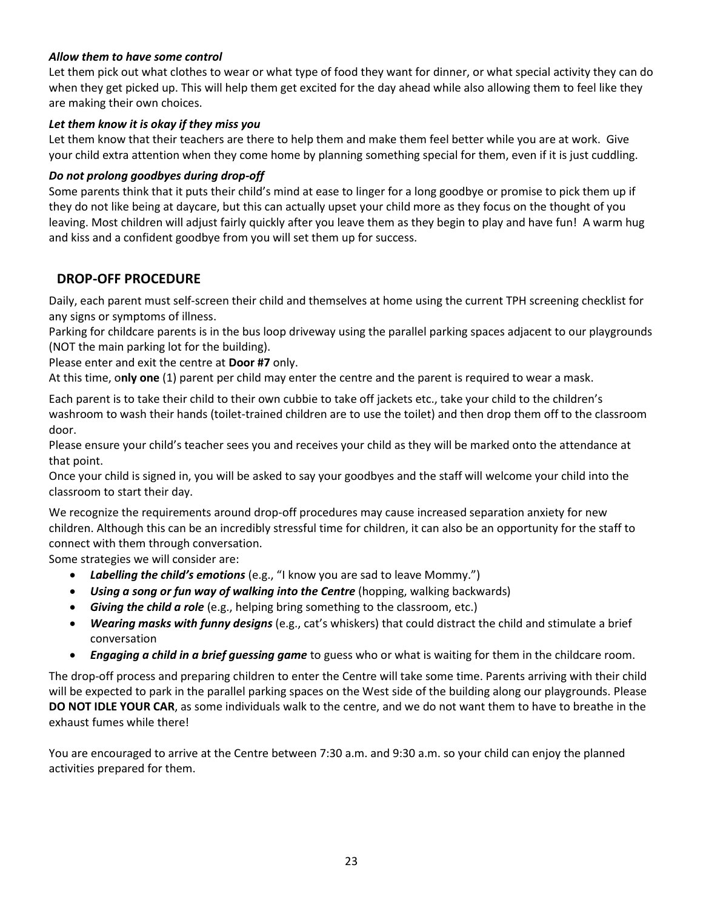***Allow them to have some control***

Let them pick out what clothes to wear or what type of food they want for dinner, or what special activity they can do when they get picked up. This will help them get excited for the day ahead while also allowing them to feel like they are making their own choices.

***Let them know it is okay if they miss you***

Let them know that their teachers are there to help them and make them feel better while you are at work. Give your child extra attention when they come home by planning something special for them, even if it is just cuddling.

***Do not prolong goodbyes during drop-off***

Some parents think that it puts their child's mind at ease to linger for a long goodbye or promise to pick them up if they do not like being at daycare, but this can actually upset your child more as they focus on the thought of you leaving. Most children will adjust fairly quickly after you leave them as they begin to play and have fun! A warm hug and kiss and a confident goodbye from you will set them up for success.

## DROP-OFF PROCEDURE

Daily, each parent must self-screen their child and themselves at home using the current TPH screening checklist for any signs or symptoms of illness.

Parking for childcare parents is in the bus loop driveway using the parallel parking spaces adjacent to our playgrounds (NOT the main parking lot for the building).

Please enter and exit the centre at **Door #7** only.

At this time, o**nly one** (1) parent per child may enter the centre and the parent is required to wear a mask.

Each parent is to take their child to their own cubbie to take off jackets etc., take your child to the children's washroom to wash their hands (toilet-trained children are to use the toilet) and then drop them off to the classroom door.

Please ensure your child's teacher sees you and receives your child as they will be marked onto the attendance at that point.

Once your child is signed in, you will be asked to say your goodbyes and the staff will welcome your child into the classroom to start their day.

We recognize the requirements around drop-off procedures may cause increased separation anxiety for new children. Although this can be an incredibly stressful time for children, it can also be an opportunity for the staff to connect with them through conversation.

Some strategies we will consider are:

- ***Labelling the child's emotions*** (e.g., "I know you are sad to leave Mommy.")
- ***Using a song or fun way of walking into the Centre*** (hopping, walking backwards)
- ***Giving the child a role*** (e.g., helping bring something to the classroom, etc.)
- ***Wearing masks with funny designs*** (e.g., cat's whiskers) that could distract the child and stimulate a brief conversation
- ***Engaging a child in a brief guessing game*** to guess who or what is waiting for them in the childcare room.

The drop-off process and preparing children to enter the Centre will take some time. Parents arriving with their child will be expected to park in the parallel parking spaces on the West side of the building along our playgrounds. Please **DO NOT IDLE YOUR CAR**, as some individuals walk to the centre, and we do not want them to have to breathe in the exhaust fumes while there!

You are encouraged to arrive at the Centre between 7:30 a.m. and 9:30 a.m. so your child can enjoy the planned activities prepared for them.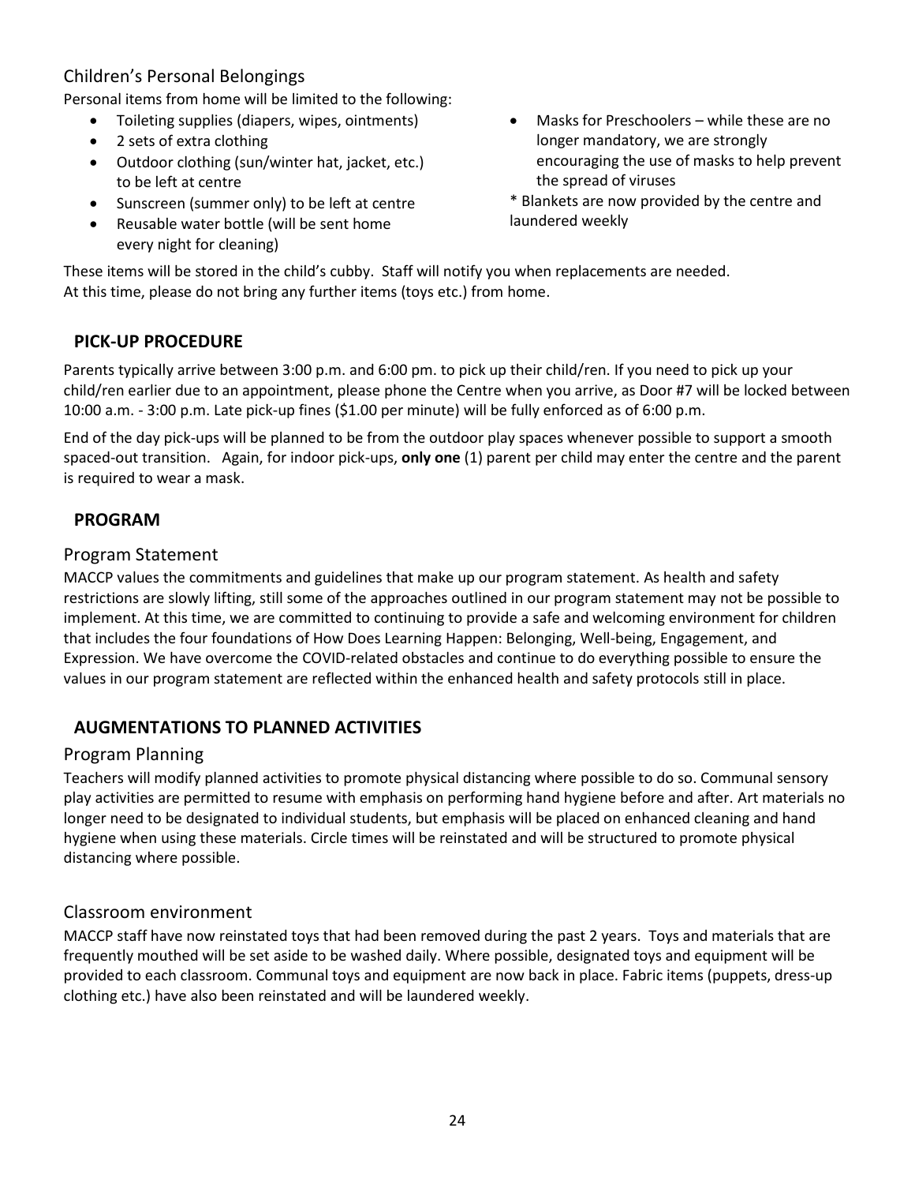### Children's Personal Belongings

Personal items from home will be limited to the following:

- Toileting supplies (diapers, wipes, ointments)
- 2 sets of extra clothing
- Outdoor clothing (sun/winter hat, jacket, etc.) to be left at centre
- Sunscreen (summer only) to be left at centre
- Reusable water bottle (will be sent home every night for cleaning)
- Masks for Preschoolers – while these are no longer mandatory, we are strongly encouraging the use of masks to help prevent the spread of viruses

* Blankets are now provided by the centre and laundered weekly

These items will be stored in the child's cubby. Staff will notify you when replacements are needed. At this time, please do not bring any further items (toys etc.) from home.

## PICK-UP PROCEDURE

Parents typically arrive between 3:00 p.m. and 6:00 pm. to pick up their child/ren. If you need to pick up your child/ren earlier due to an appointment, please phone the Centre when you arrive, as Door #7 will be locked between 10:00 a.m. - 3:00 p.m. Late pick-up fines ($1.00 per minute) will be fully enforced as of 6:00 p.m.

End of the day pick-ups will be planned to be from the outdoor play spaces whenever possible to support a smooth spaced-out transition. Again, for indoor pick-ups, **only one** (1) parent per child may enter the centre and the parent is required to wear a mask.

## PROGRAM

### Program Statement

MACCP values the commitments and guidelines that make up our program statement. As health and safety restrictions are slowly lifting, still some of the approaches outlined in our program statement may not be possible to implement. At this time, we are committed to continuing to provide a safe and welcoming environment for children that includes the four foundations of How Does Learning Happen: Belonging, Well-being, Engagement, and Expression. We have overcome the COVID-related obstacles and continue to do everything possible to ensure the values in our program statement are reflected within the enhanced health and safety protocols still in place.

## AUGMENTATIONS TO PLANNED ACTIVITIES

### Program Planning

Teachers will modify planned activities to promote physical distancing where possible to do so. Communal sensory play activities are permitted to resume with emphasis on performing hand hygiene before and after. Art materials no longer need to be designated to individual students, but emphasis will be placed on enhanced cleaning and hand hygiene when using these materials. Circle times will be reinstated and will be structured to promote physical distancing where possible.

### Classroom environment

MACCP staff have now reinstated toys that had been removed during the past 2 years. Toys and materials that are frequently mouthed will be set aside to be washed daily. Where possible, designated toys and equipment will be provided to each classroom. Communal toys and equipment are now back in place. Fabric items (puppets, dress-up clothing etc.) have also been reinstated and will be laundered weekly.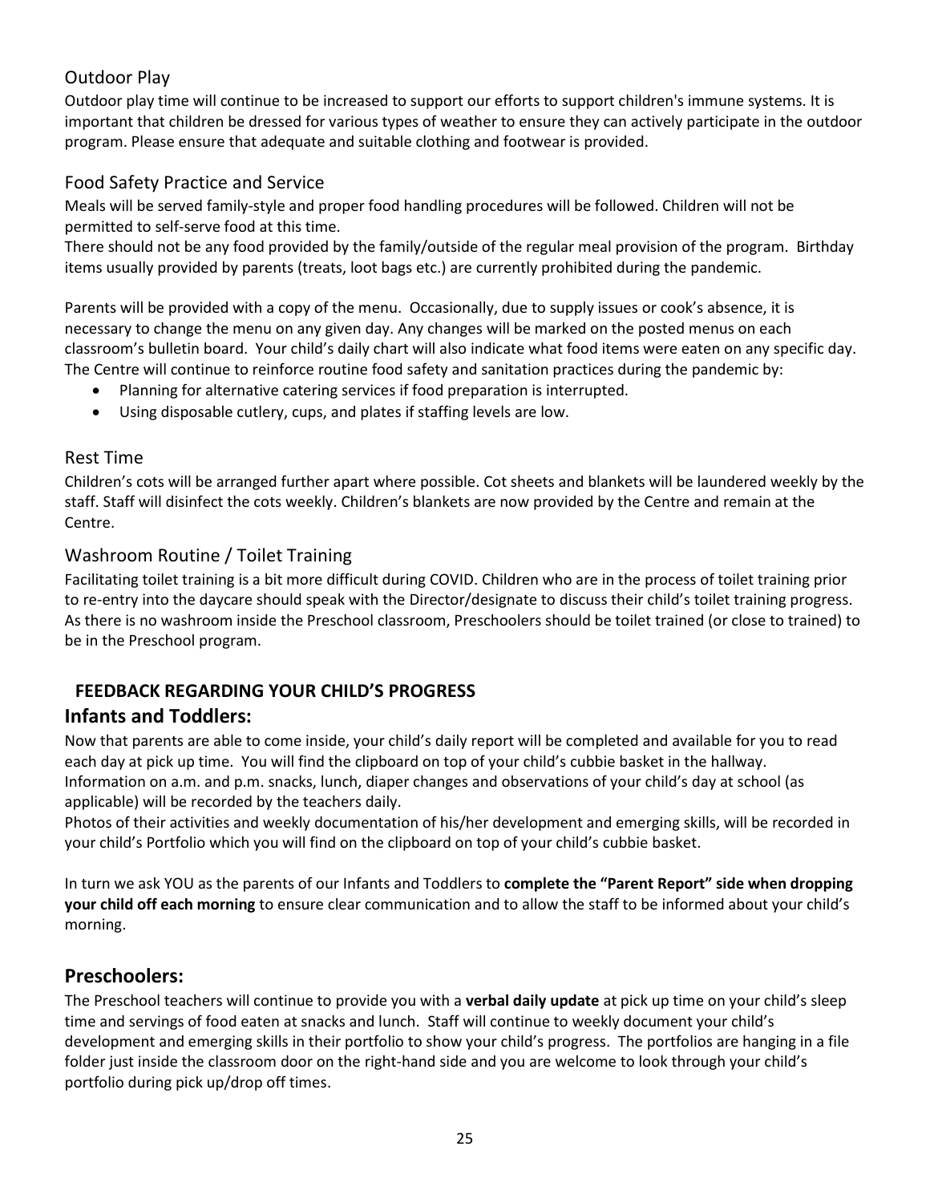## Outdoor Play

Outdoor play time will continue to be increased to support our efforts to support children's immune systems. It is important that children be dressed for various types of weather to ensure they can actively participate in the outdoor program. Please ensure that adequate and suitable clothing and footwear is provided.

## Food Safety Practice and Service

Meals will be served family-style and proper food handling procedures will be followed. Children will not be permitted to self-serve food at this time.

There should not be any food provided by the family/outside of the regular meal provision of the program. Birthday items usually provided by parents (treats, loot bags etc.) are currently prohibited during the pandemic.

Parents will be provided with a copy of the menu. Occasionally, due to supply issues or cook's absence, it is necessary to change the menu on any given day. Any changes will be marked on the posted menus on each classroom's bulletin board. Your child's daily chart will also indicate what food items were eaten on any specific day. The Centre will continue to reinforce routine food safety and sanitation practices during the pandemic by:

- Planning for alternative catering services if food preparation is interrupted.
- Using disposable cutlery, cups, and plates if staffing levels are low.

## Rest Time

Children's cots will be arranged further apart where possible. Cot sheets and blankets will be laundered weekly by the staff. Staff will disinfect the cots weekly. Children's blankets are now provided by the Centre and remain at the Centre.

## Washroom Routine / Toilet Training

Facilitating toilet training is a bit more difficult during COVID. Children who are in the process of toilet training prior to re-entry into the daycare should speak with the Director/designate to discuss their child's toilet training progress. As there is no washroom inside the Preschool classroom, Preschoolers should be toilet trained (or close to trained) to be in the Preschool program.

## FEEDBACK REGARDING YOUR CHILD'S PROGRESS

### Infants and Toddlers:

Now that parents are able to come inside, your child's daily report will be completed and available for you to read each day at pick up time. You will find the clipboard on top of your child's cubbie basket in the hallway. Information on a.m. and p.m. snacks, lunch, diaper changes and observations of your child's day at school (as applicable) will be recorded by the teachers daily.

Photos of their activities and weekly documentation of his/her development and emerging skills, will be recorded in your child's Portfolio which you will find on the clipboard on top of your child's cubbie basket.

In turn we ask YOU as the parents of our Infants and Toddlers to **complete the "Parent Report" side when dropping your child off each morning** to ensure clear communication and to allow the staff to be informed about your child's morning.

### Preschoolers:

The Preschool teachers will continue to provide you with a **verbal daily update** at pick up time on your child's sleep time and servings of food eaten at snacks and lunch. Staff will continue to weekly document your child's development and emerging skills in their portfolio to show your child's progress. The portfolios are hanging in a file folder just inside the classroom door on the right-hand side and you are welcome to look through your child's portfolio during pick up/drop off times.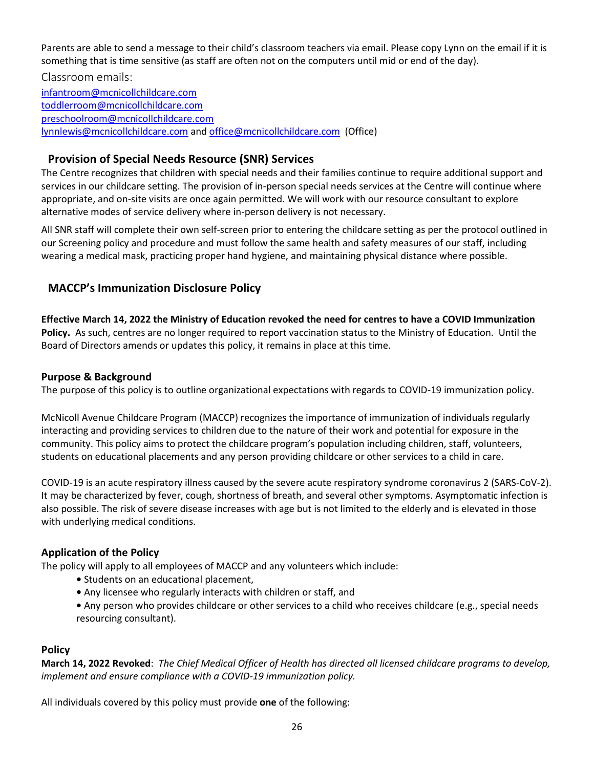Parents are able to send a message to their child's classroom teachers via email. Please copy Lynn on the email if it is something that is time sensitive (as staff are often not on the computers until mid or end of the day).

Classroom emails:

infantroom@mcnicollchildcare.com
toddlerroom@mcnicollchildcare.com
preschoolroom@mcnicollchildcare.com
lynnlewis@mcnicollchildcare.com and office@mcnicollchildcare.com (Office)

## Provision of Special Needs Resource (SNR) Services

The Centre recognizes that children with special needs and their families continue to require additional support and services in our childcare setting. The provision of in-person special needs services at the Centre will continue where appropriate, and on-site visits are once again permitted. We will work with our resource consultant to explore alternative modes of service delivery where in-person delivery is not necessary.

All SNR staff will complete their own self-screen prior to entering the childcare setting as per the protocol outlined in our Screening policy and procedure and must follow the same health and safety measures of our staff, including wearing a medical mask, practicing proper hand hygiene, and maintaining physical distance where possible.

## MACCP's Immunization Disclosure Policy

**Effective March 14, 2022 the Ministry of Education revoked the need for centres to have a COVID Immunization Policy.** As such, centres are no longer required to report vaccination status to the Ministry of Education. Until the Board of Directors amends or updates this policy, it remains in place at this time.

### Purpose & Background

The purpose of this policy is to outline organizational expectations with regards to COVID-19 immunization policy.

McNicoll Avenue Childcare Program (MACCP) recognizes the importance of immunization of individuals regularly interacting and providing services to children due to the nature of their work and potential for exposure in the community. This policy aims to protect the childcare program's population including children, staff, volunteers, students on educational placements and any person providing childcare or other services to a child in care.

COVID-19 is an acute respiratory illness caused by the severe acute respiratory syndrome coronavirus 2 (SARS-CoV-2). It may be characterized by fever, cough, shortness of breath, and several other symptoms. Asymptomatic infection is also possible. The risk of severe disease increases with age but is not limited to the elderly and is elevated in those with underlying medical conditions.

### Application of the Policy

The policy will apply to all employees of MACCP and any volunteers which include:

- Students on an educational placement,
- Any licensee who regularly interacts with children or staff, and
- Any person who provides childcare or other services to a child who receives childcare (e.g., special needs resourcing consultant).

### Policy

**March 14, 2022 Revoked**: *The Chief Medical Officer of Health has directed all licensed childcare programs to develop, implement and ensure compliance with a COVID-19 immunization policy.*

All individuals covered by this policy must provide **one** of the following: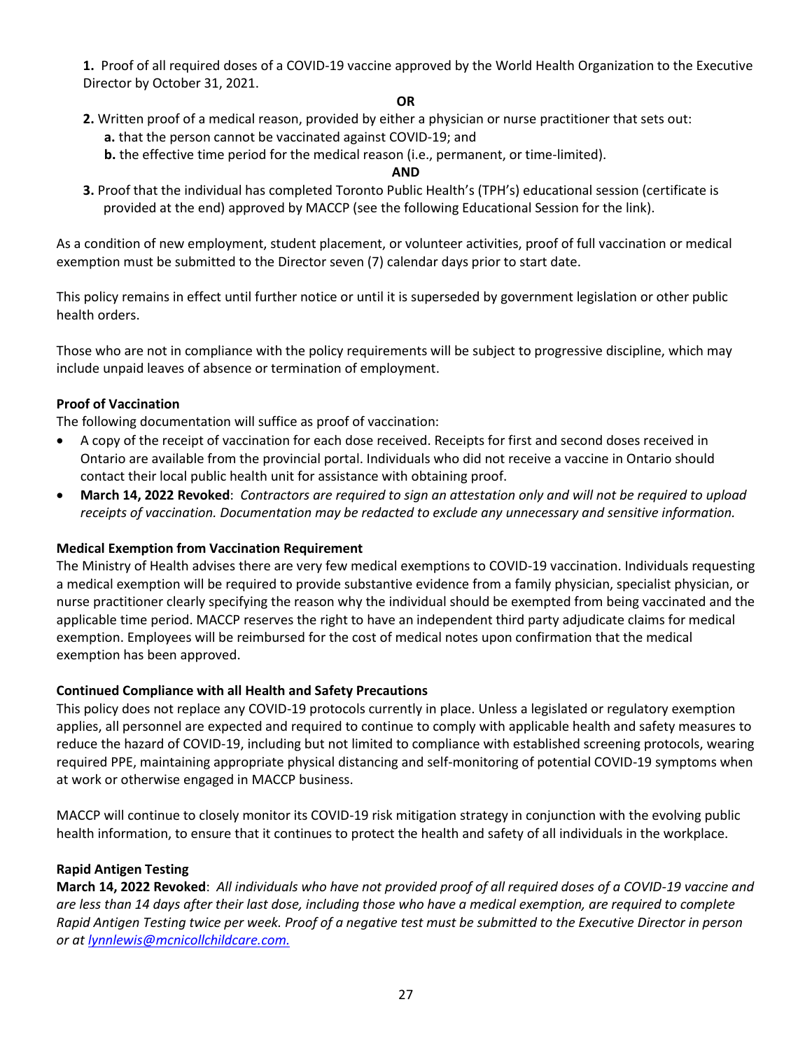**1.** Proof of all required doses of a COVID-19 vaccine approved by the World Health Organization to the Executive Director by October 31, 2021.

**OR**

**2.** Written proof of a medical reason, provided by either a physician or nurse practitioner that sets out:

**a.** that the person cannot be vaccinated against COVID-19; and

**b.** the effective time period for the medical reason (i.e., permanent, or time-limited).

**AND**

**3.** Proof that the individual has completed Toronto Public Health's (TPH's) educational session (certificate is provided at the end) approved by MACCP (see the following Educational Session for the link).

As a condition of new employment, student placement, or volunteer activities, proof of full vaccination or medical exemption must be submitted to the Director seven (7) calendar days prior to start date.

This policy remains in effect until further notice or until it is superseded by government legislation or other public health orders.

Those who are not in compliance with the policy requirements will be subject to progressive discipline, which may include unpaid leaves of absence or termination of employment.

**Proof of Vaccination**

The following documentation will suffice as proof of vaccination:

- A copy of the receipt of vaccination for each dose received. Receipts for first and second doses received in Ontario are available from the provincial portal. Individuals who did not receive a vaccine in Ontario should contact their local public health unit for assistance with obtaining proof.
- **March 14, 2022 Revoked**: *Contractors are required to sign an attestation only and will not be required to upload receipts of vaccination. Documentation may be redacted to exclude any unnecessary and sensitive information.*

**Medical Exemption from Vaccination Requirement**

The Ministry of Health advises there are very few medical exemptions to COVID-19 vaccination. Individuals requesting a medical exemption will be required to provide substantive evidence from a family physician, specialist physician, or nurse practitioner clearly specifying the reason why the individual should be exempted from being vaccinated and the applicable time period. MACCP reserves the right to have an independent third party adjudicate claims for medical exemption. Employees will be reimbursed for the cost of medical notes upon confirmation that the medical exemption has been approved.

**Continued Compliance with all Health and Safety Precautions**

This policy does not replace any COVID-19 protocols currently in place. Unless a legislated or regulatory exemption applies, all personnel are expected and required to continue to comply with applicable health and safety measures to reduce the hazard of COVID-19, including but not limited to compliance with established screening protocols, wearing required PPE, maintaining appropriate physical distancing and self-monitoring of potential COVID-19 symptoms when at work or otherwise engaged in MACCP business.

MACCP will continue to closely monitor its COVID-19 risk mitigation strategy in conjunction with the evolving public health information, to ensure that it continues to protect the health and safety of all individuals in the workplace.

**Rapid Antigen Testing**

**March 14, 2022 Revoked**: *All individuals who have not provided proof of all required doses of a COVID-19 vaccine and are less than 14 days after their last dose, including those who have a medical exemption, are required to complete Rapid Antigen Testing twice per week. Proof of a negative test must be submitted to the Executive Director in person or at lynnlewis@mcnicollchildcare.com.*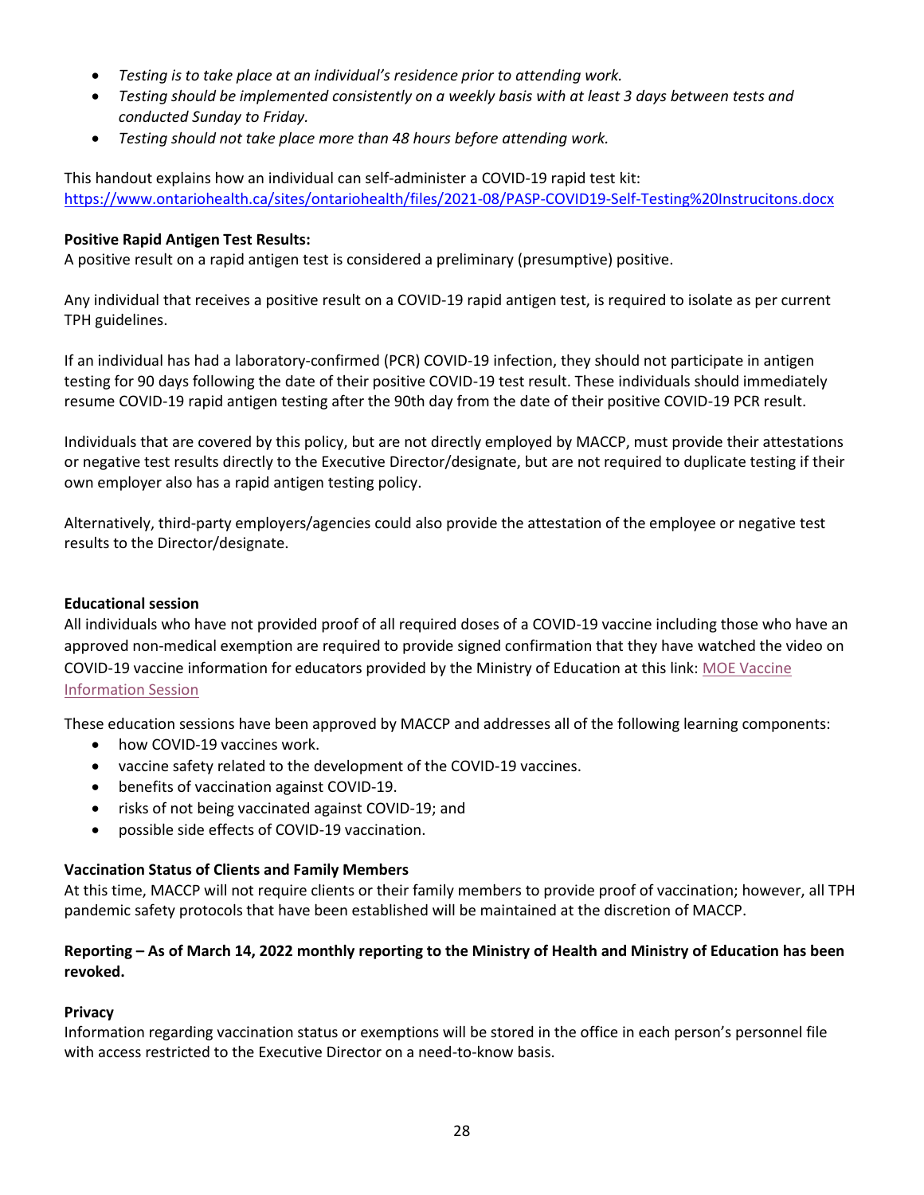- *Testing is to take place at an individual's residence prior to attending work.*
- *Testing should be implemented consistently on a weekly basis with at least 3 days between tests and conducted Sunday to Friday.*
- *Testing should not take place more than 48 hours before attending work.*

This handout explains how an individual can self-administer a COVID-19 rapid test kit: https://www.ontariohealth.ca/sites/ontariohealth/files/2021-08/PASP-COVID19-Self-Testing%20Instrucitons.docx

**Positive Rapid Antigen Test Results:**
A positive result on a rapid antigen test is considered a preliminary (presumptive) positive.

Any individual that receives a positive result on a COVID-19 rapid antigen test, is required to isolate as per current TPH guidelines.

If an individual has had a laboratory-confirmed (PCR) COVID-19 infection, they should not participate in antigen testing for 90 days following the date of their positive COVID-19 test result. These individuals should immediately resume COVID-19 rapid antigen testing after the 90th day from the date of their positive COVID-19 PCR result.

Individuals that are covered by this policy, but are not directly employed by MACCP, must provide their attestations or negative test results directly to the Executive Director/designate, but are not required to duplicate testing if their own employer also has a rapid antigen testing policy.

Alternatively, third-party employers/agencies could also provide the attestation of the employee or negative test results to the Director/designate.

**Educational session**
All individuals who have not provided proof of all required doses of a COVID-19 vaccine including those who have an approved non-medical exemption are required to provide signed confirmation that they have watched the video on COVID-19 vaccine information for educators provided by the Ministry of Education at this link: MOE Vaccine Information Session

These education sessions have been approved by MACCP and addresses all of the following learning components:

- how COVID-19 vaccines work.
- vaccine safety related to the development of the COVID-19 vaccines.
- benefits of vaccination against COVID-19.
- risks of not being vaccinated against COVID-19; and
- possible side effects of COVID-19 vaccination.

**Vaccination Status of Clients and Family Members**
At this time, MACCP will not require clients or their family members to provide proof of vaccination; however, all TPH pandemic safety protocols that have been established will be maintained at the discretion of MACCP.

**Reporting – As of March 14, 2022 monthly reporting to the Ministry of Health and Ministry of Education has been revoked.**

**Privacy**
Information regarding vaccination status or exemptions will be stored in the office in each person's personnel file with access restricted to the Executive Director on a need-to-know basis.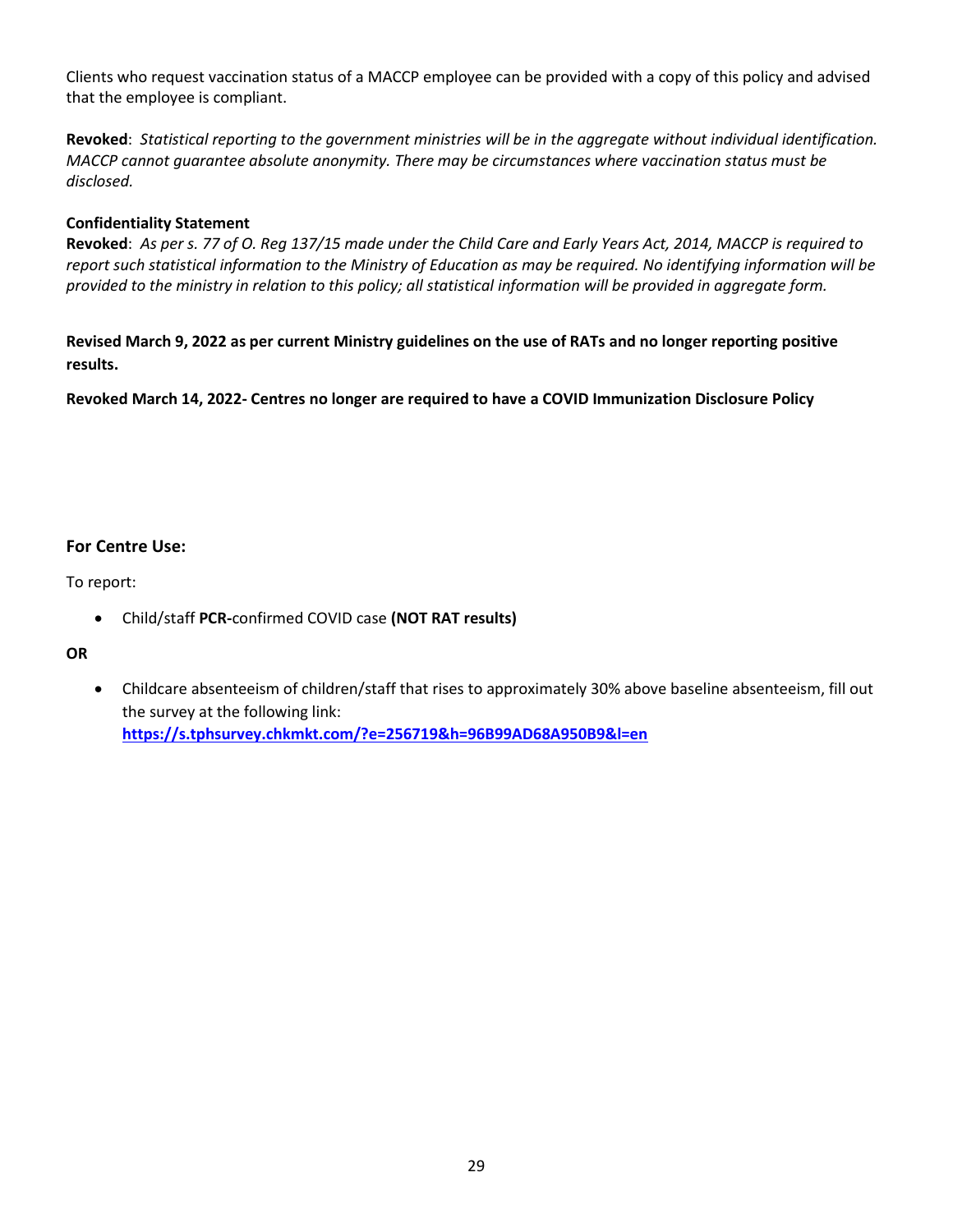Clients who request vaccination status of a MACCP employee can be provided with a copy of this policy and advised that the employee is compliant.

**Revoked**: *Statistical reporting to the government ministries will be in the aggregate without individual identification. MACCP cannot guarantee absolute anonymity. There may be circumstances where vaccination status must be disclosed.*

**Confidentiality Statement**

**Revoked**: *As per s. 77 of O. Reg 137/15 made under the Child Care and Early Years Act, 2014, MACCP is required to report such statistical information to the Ministry of Education as may be required. No identifying information will be provided to the ministry in relation to this policy; all statistical information will be provided in aggregate form.*

**Revised March 9, 2022 as per current Ministry guidelines on the use of RATs and no longer reporting positive results.**

**Revoked March 14, 2022- Centres no longer are required to have a COVID Immunization Disclosure Policy**

### For Centre Use:

To report:

- Child/staff **PCR-**confirmed COVID case **(NOT RAT results)**

**OR**

- Childcare absenteeism of children/staff that rises to approximately 30% above baseline absenteeism, fill out the survey at the following link:
  **https://s.tphsurvey.chkmkt.com/?e=256719&h=96B99AD68A950B9&l=en**